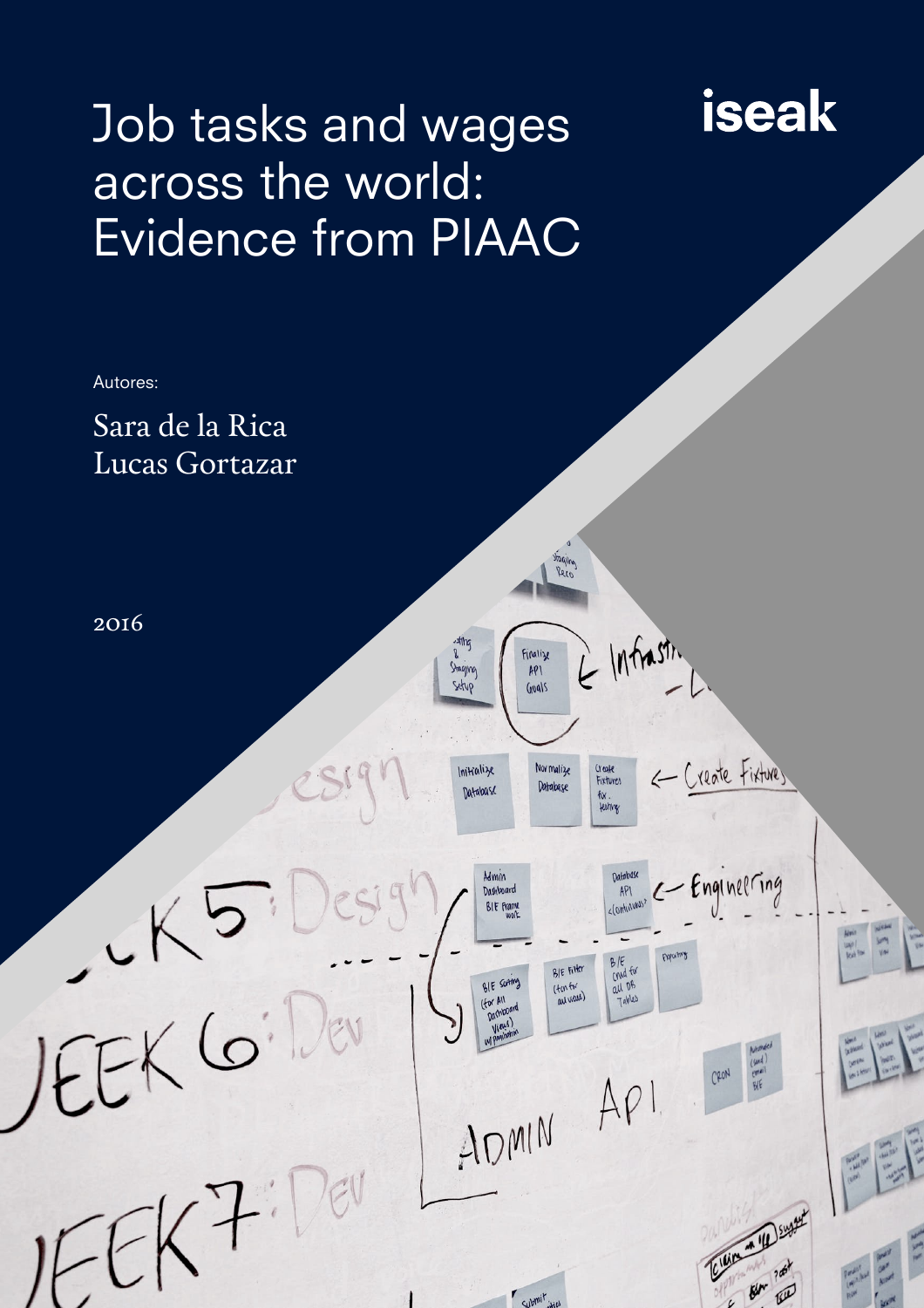# Job tasks and wages across the world: Evidence from PIAAC

iseak

Autores:

Sara de la Rica
Lucas Gortazar

2016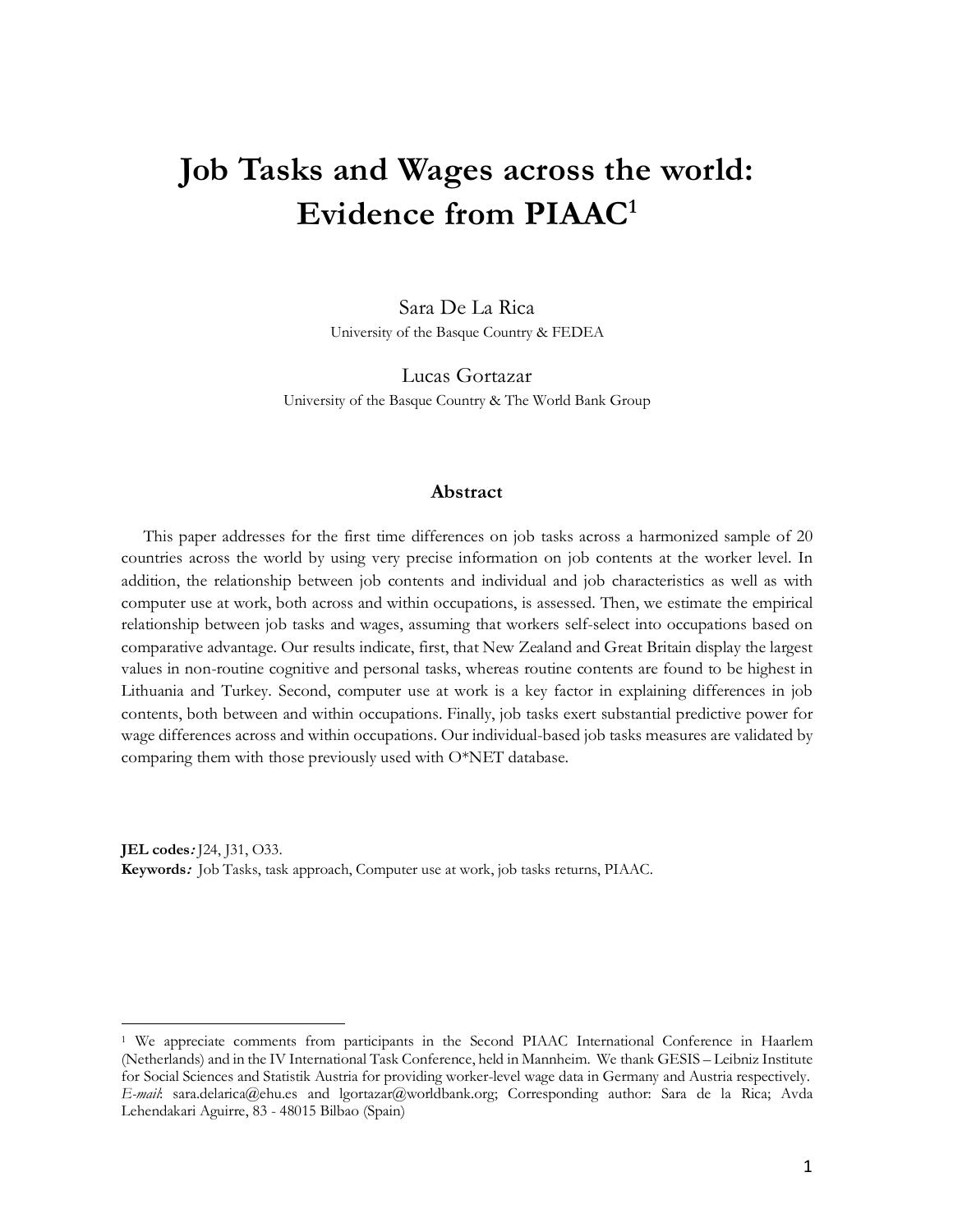# Job Tasks and Wages across the world: Evidence from PIAAC[1]

Sara De La Rica

University of the Basque Country & FEDEA

Lucas Gortazar

University of the Basque Country & The World Bank Group

## Abstract

This paper addresses for the first time differences on job tasks across a harmonized sample of 20 countries across the world by using very precise information on job contents at the worker level. In addition, the relationship between job contents and individual and job characteristics as well as with computer use at work, both across and within occupations, is assessed. Then, we estimate the empirical relationship between job tasks and wages, assuming that workers self-select into occupations based on comparative advantage. Our results indicate, first, that New Zealand and Great Britain display the largest values in non-routine cognitive and personal tasks, whereas routine contents are found to be highest in Lithuania and Turkey. Second, computer use at work is a key factor in explaining differences in job contents, both between and within occupations. Finally, job tasks exert substantial predictive power for wage differences across and within occupations. Our individual-based job tasks measures are validated by comparing them with those previously used with O*NET database.

**JEL codes***:* J24, J31, O33.

**Keywords***:* Job Tasks, task approach, Computer use at work, job tasks returns, PIAAC.

---

[1] We appreciate comments from participants in the Second PIAAC International Conference in Haarlem (Netherlands) and in the IV International Task Conference, held in Mannheim. We thank GESIS – Leibniz Institute for Social Sciences and Statistik Austria for providing worker-level wage data in Germany and Austria respectively. *E-mail*: sara.delarica@ehu.es and lgortazar@worldbank.org; Corresponding author: Sara de la Rica; Avda Lehendakari Aguirre, 83 - 48015 Bilbao (Spain)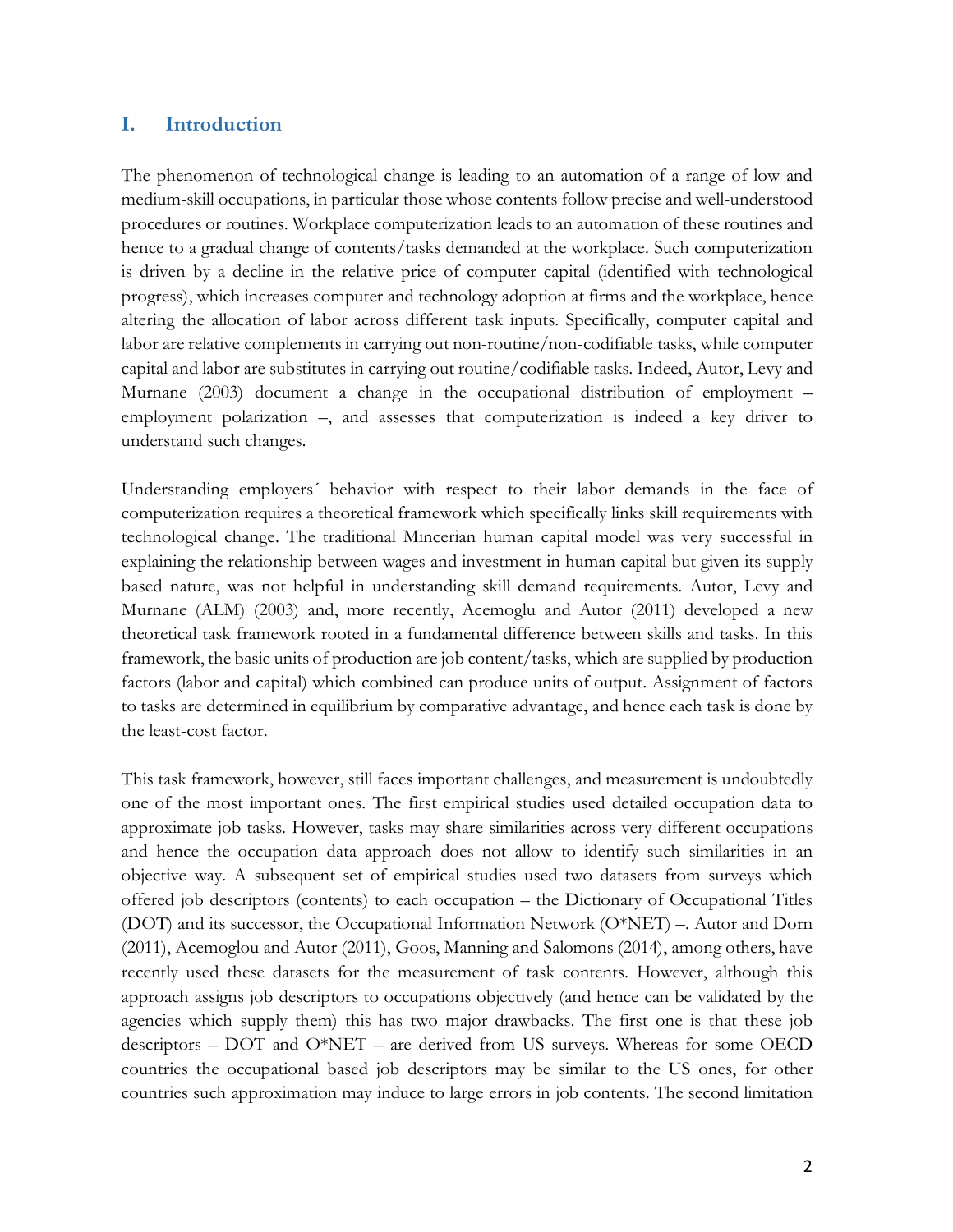## I. Introduction

The phenomenon of technological change is leading to an automation of a range of low and medium-skill occupations, in particular those whose contents follow precise and well-understood procedures or routines. Workplace computerization leads to an automation of these routines and hence to a gradual change of contents/tasks demanded at the workplace. Such computerization is driven by a decline in the relative price of computer capital (identified with technological progress), which increases computer and technology adoption at firms and the workplace, hence altering the allocation of labor across different task inputs. Specifically, computer capital and labor are relative complements in carrying out non-routine/non-codifiable tasks, while computer capital and labor are substitutes in carrying out routine/codifiable tasks. Indeed, Autor, Levy and Murnane (2003) document a change in the occupational distribution of employment – employment polarization –, and assesses that computerization is indeed a key driver to understand such changes.

Understanding employers´ behavior with respect to their labor demands in the face of computerization requires a theoretical framework which specifically links skill requirements with technological change. The traditional Mincerian human capital model was very successful in explaining the relationship between wages and investment in human capital but given its supply based nature, was not helpful in understanding skill demand requirements. Autor, Levy and Murnane (ALM) (2003) and, more recently, Acemoglu and Autor (2011) developed a new theoretical task framework rooted in a fundamental difference between skills and tasks. In this framework, the basic units of production are job content/tasks, which are supplied by production factors (labor and capital) which combined can produce units of output. Assignment of factors to tasks are determined in equilibrium by comparative advantage, and hence each task is done by the least-cost factor.

This task framework, however, still faces important challenges, and measurement is undoubtedly one of the most important ones. The first empirical studies used detailed occupation data to approximate job tasks. However, tasks may share similarities across very different occupations and hence the occupation data approach does not allow to identify such similarities in an objective way. A subsequent set of empirical studies used two datasets from surveys which offered job descriptors (contents) to each occupation – the Dictionary of Occupational Titles (DOT) and its successor, the Occupational Information Network (O*NET) –. Autor and Dorn (2011), Acemoglou and Autor (2011), Goos, Manning and Salomons (2014), among others, have recently used these datasets for the measurement of task contents. However, although this approach assigns job descriptors to occupations objectively (and hence can be validated by the agencies which supply them) this has two major drawbacks. The first one is that these job descriptors – DOT and O*NET – are derived from US surveys. Whereas for some OECD countries the occupational based job descriptors may be similar to the US ones, for other countries such approximation may induce to large errors in job contents. The second limitation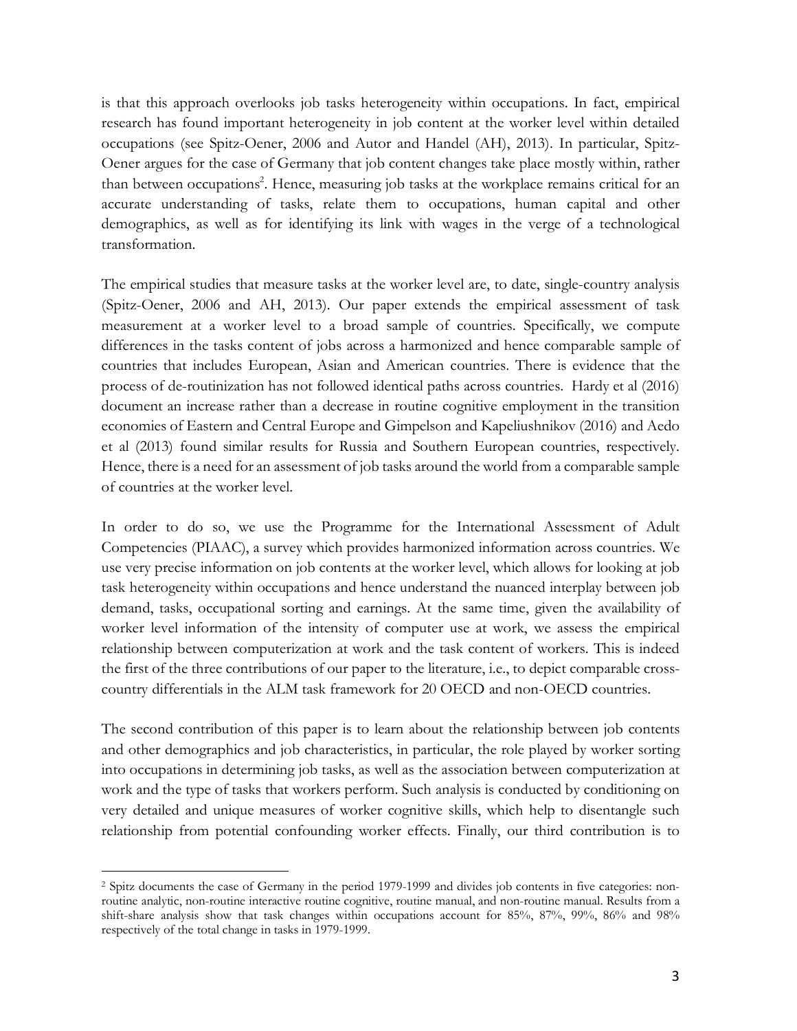is that this approach overlooks job tasks heterogeneity within occupations. In fact, empirical research has found important heterogeneity in job content at the worker level within detailed occupations (see Spitz-Oener, 2006 and Autor and Handel (AH), 2013). In particular, Spitz-Oener argues for the case of Germany that job content changes take place mostly within, rather than between occupations[2]. Hence, measuring job tasks at the workplace remains critical for an accurate understanding of tasks, relate them to occupations, human capital and other demographics, as well as for identifying its link with wages in the verge of a technological transformation.

The empirical studies that measure tasks at the worker level are, to date, single-country analysis (Spitz-Oener, 2006 and AH, 2013). Our paper extends the empirical assessment of task measurement at a worker level to a broad sample of countries. Specifically, we compute differences in the tasks content of jobs across a harmonized and hence comparable sample of countries that includes European, Asian and American countries. There is evidence that the process of de-routinization has not followed identical paths across countries. Hardy et al (2016) document an increase rather than a decrease in routine cognitive employment in the transition economies of Eastern and Central Europe and Gimpelson and Kapeliushnikov (2016) and Aedo et al (2013) found similar results for Russia and Southern European countries, respectively. Hence, there is a need for an assessment of job tasks around the world from a comparable sample of countries at the worker level.

In order to do so, we use the Programme for the International Assessment of Adult Competencies (PIAAC), a survey which provides harmonized information across countries. We use very precise information on job contents at the worker level, which allows for looking at job task heterogeneity within occupations and hence understand the nuanced interplay between job demand, tasks, occupational sorting and earnings. At the same time, given the availability of worker level information of the intensity of computer use at work, we assess the empirical relationship between computerization at work and the task content of workers. This is indeed the first of the three contributions of our paper to the literature, i.e., to depict comparable cross-country differentials in the ALM task framework for 20 OECD and non-OECD countries.

The second contribution of this paper is to learn about the relationship between job contents and other demographics and job characteristics, in particular, the role played by worker sorting into occupations in determining job tasks, as well as the association between computerization at work and the type of tasks that workers perform. Such analysis is conducted by conditioning on very detailed and unique measures of worker cognitive skills, which help to disentangle such relationship from potential confounding worker effects. Finally, our third contribution is to

---

[2] Spitz documents the case of Germany in the period 1979-1999 and divides job contents in five categories: non-routine analytic, non-routine interactive routine cognitive, routine manual, and non-routine manual. Results from a shift-share analysis show that task changes within occupations account for 85%, 87%, 99%, 86% and 98% respectively of the total change in tasks in 1979-1999.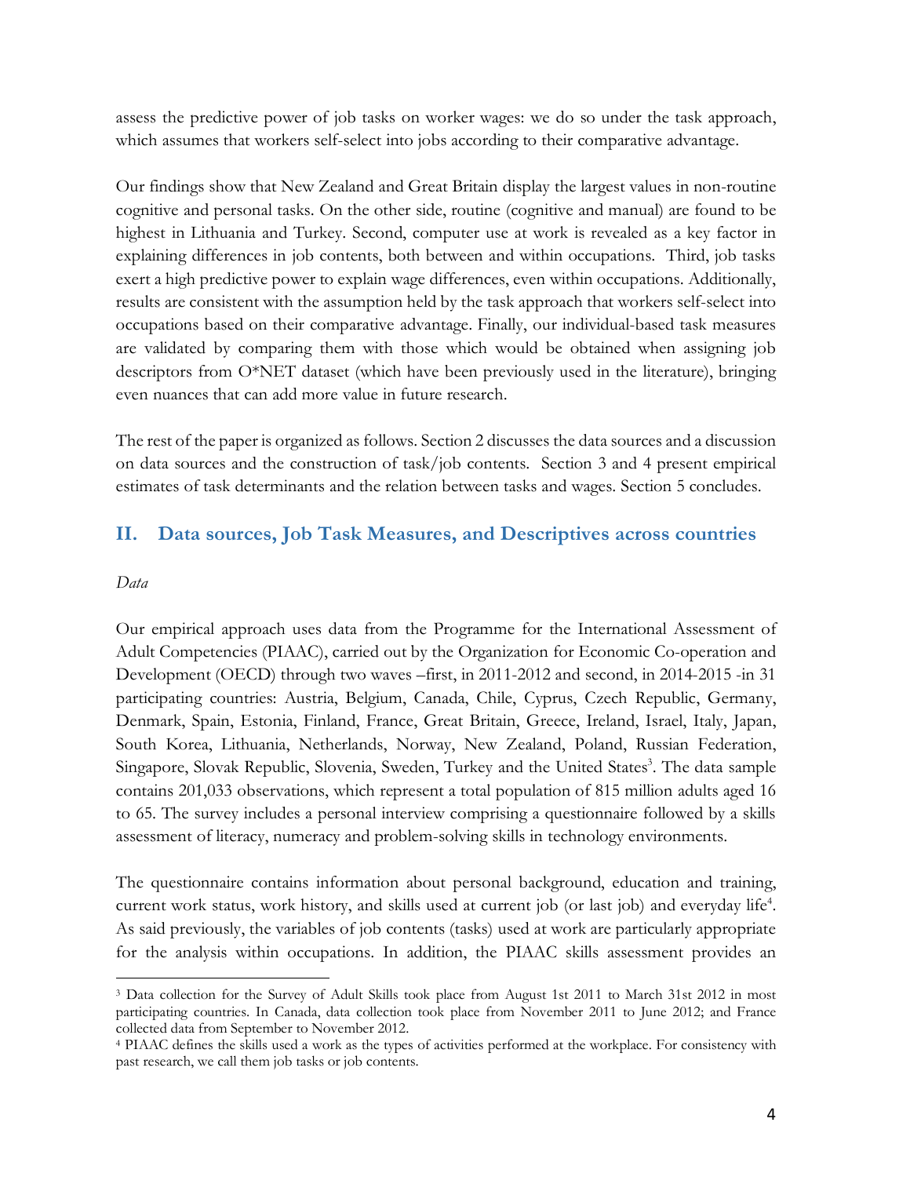assess the predictive power of job tasks on worker wages: we do so under the task approach, which assumes that workers self-select into jobs according to their comparative advantage.

Our findings show that New Zealand and Great Britain display the largest values in non-routine cognitive and personal tasks. On the other side, routine (cognitive and manual) are found to be highest in Lithuania and Turkey. Second, computer use at work is revealed as a key factor in explaining differences in job contents, both between and within occupations. Third, job tasks exert a high predictive power to explain wage differences, even within occupations. Additionally, results are consistent with the assumption held by the task approach that workers self-select into occupations based on their comparative advantage. Finally, our individual-based task measures are validated by comparing them with those which would be obtained when assigning job descriptors from O*NET dataset (which have been previously used in the literature), bringing even nuances that can add more value in future research.

The rest of the paper is organized as follows. Section 2 discusses the data sources and a discussion on data sources and the construction of task/job contents. Section 3 and 4 present empirical estimates of task determinants and the relation between tasks and wages. Section 5 concludes.

## II. Data sources, Job Task Measures, and Descriptives across countries

*Data*

Our empirical approach uses data from the Programme for the International Assessment of Adult Competencies (PIAAC), carried out by the Organization for Economic Co-operation and Development (OECD) through two waves –first, in 2011-2012 and second, in 2014-2015 -in 31 participating countries: Austria, Belgium, Canada, Chile, Cyprus, Czech Republic, Germany, Denmark, Spain, Estonia, Finland, France, Great Britain, Greece, Ireland, Israel, Italy, Japan, South Korea, Lithuania, Netherlands, Norway, New Zealand, Poland, Russian Federation, Singapore, Slovak Republic, Slovenia, Sweden, Turkey and the United States[3]. The data sample contains 201,033 observations, which represent a total population of 815 million adults aged 16 to 65. The survey includes a personal interview comprising a questionnaire followed by a skills assessment of literacy, numeracy and problem-solving skills in technology environments.

The questionnaire contains information about personal background, education and training, current work status, work history, and skills used at current job (or last job) and everyday life[4]. As said previously, the variables of job contents (tasks) used at work are particularly appropriate for the analysis within occupations. In addition, the PIAAC skills assessment provides an

[3] Data collection for the Survey of Adult Skills took place from August 1st 2011 to March 31st 2012 in most participating countries. In Canada, data collection took place from November 2011 to June 2012; and France collected data from September to November 2012.

[4] PIAAC defines the skills used a work as the types of activities performed at the workplace. For consistency with past research, we call them job tasks or job contents.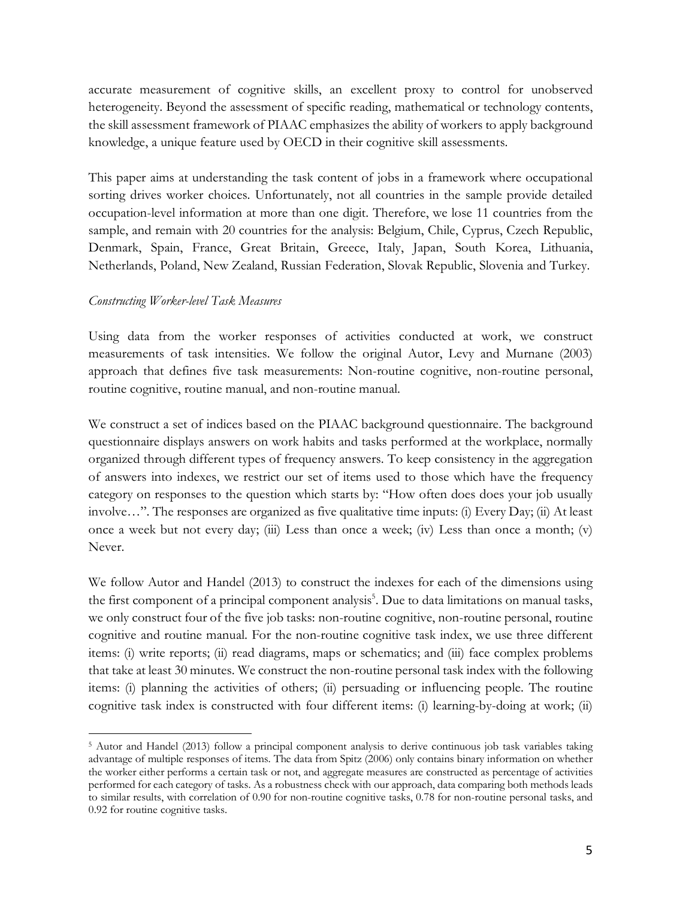accurate measurement of cognitive skills, an excellent proxy to control for unobserved heterogeneity. Beyond the assessment of specific reading, mathematical or technology contents, the skill assessment framework of PIAAC emphasizes the ability of workers to apply background knowledge, a unique feature used by OECD in their cognitive skill assessments.

This paper aims at understanding the task content of jobs in a framework where occupational sorting drives worker choices. Unfortunately, not all countries in the sample provide detailed occupation-level information at more than one digit. Therefore, we lose 11 countries from the sample, and remain with 20 countries for the analysis: Belgium, Chile, Cyprus, Czech Republic, Denmark, Spain, France, Great Britain, Greece, Italy, Japan, South Korea, Lithuania, Netherlands, Poland, New Zealand, Russian Federation, Slovak Republic, Slovenia and Turkey.

*Constructing Worker-level Task Measures*

Using data from the worker responses of activities conducted at work, we construct measurements of task intensities. We follow the original Autor, Levy and Murnane (2003) approach that defines five task measurements: Non-routine cognitive, non-routine personal, routine cognitive, routine manual, and non-routine manual.

We construct a set of indices based on the PIAAC background questionnaire. The background questionnaire displays answers on work habits and tasks performed at the workplace, normally organized through different types of frequency answers. To keep consistency in the aggregation of answers into indexes, we restrict our set of items used to those which have the frequency category on responses to the question which starts by: "How often does does your job usually involve…". The responses are organized as five qualitative time inputs: (i) Every Day; (ii) At least once a week but not every day; (iii) Less than once a week; (iv) Less than once a month; (v) Never.

We follow Autor and Handel (2013) to construct the indexes for each of the dimensions using the first component of a principal component analysis[5]. Due to data limitations on manual tasks, we only construct four of the five job tasks: non-routine cognitive, non-routine personal, routine cognitive and routine manual. For the non-routine cognitive task index, we use three different items: (i) write reports; (ii) read diagrams, maps or schematics; and (iii) face complex problems that take at least 30 minutes. We construct the non-routine personal task index with the following items: (i) planning the activities of others; (ii) persuading or influencing people. The routine cognitive task index is constructed with four different items: (i) learning-by-doing at work; (ii)

[5] Autor and Handel (2013) follow a principal component analysis to derive continuous job task variables taking advantage of multiple responses of items. The data from Spitz (2006) only contains binary information on whether the worker either performs a certain task or not, and aggregate measures are constructed as percentage of activities performed for each category of tasks. As a robustness check with our approach, data comparing both methods leads to similar results, with correlation of 0.90 for non-routine cognitive tasks, 0.78 for non-routine personal tasks, and 0.92 for routine cognitive tasks.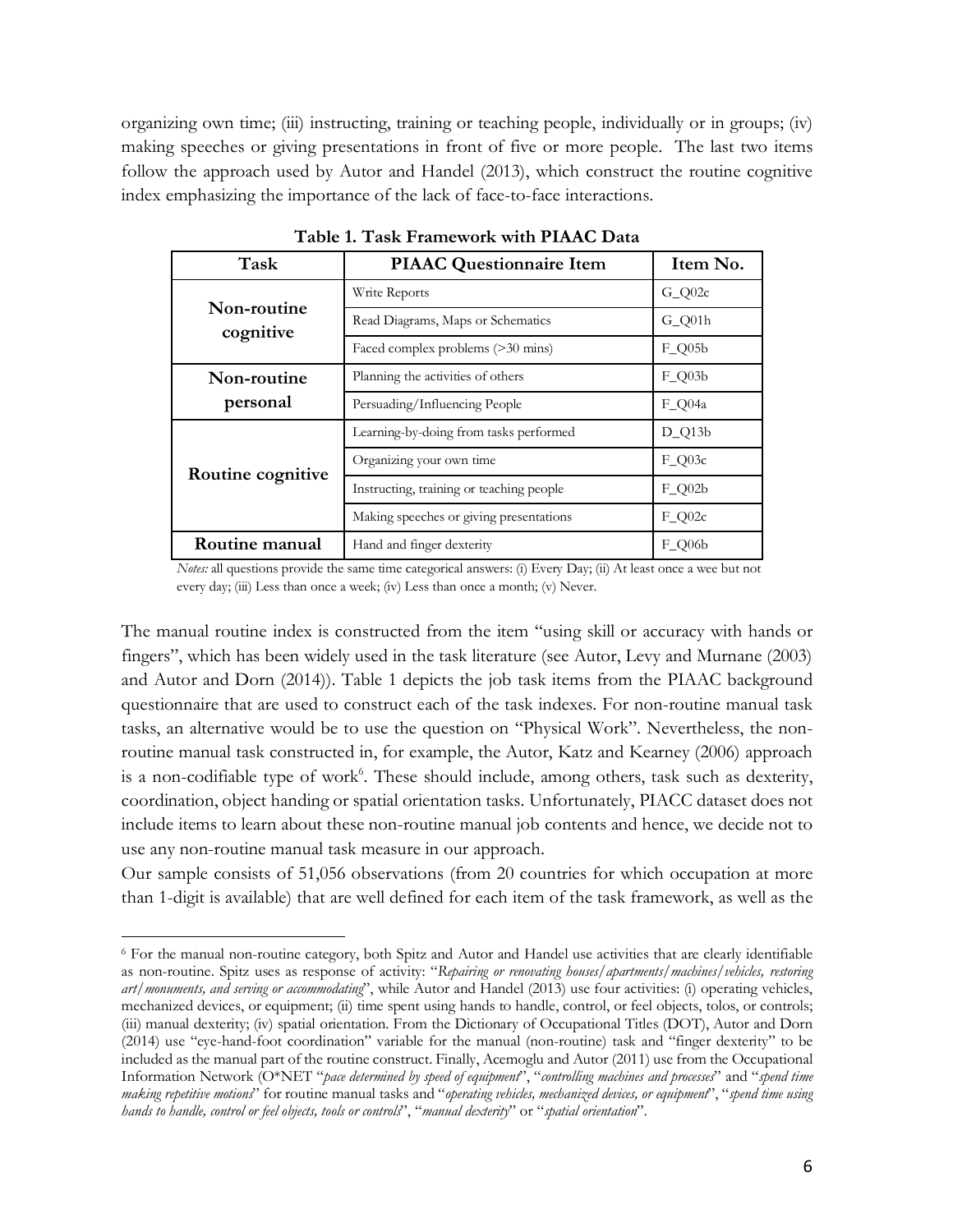organizing own time; (iii) instructing, training or teaching people, individually or in groups; (iv) making speeches or giving presentations in front of five or more people. The last two items follow the approach used by Autor and Handel (2013), which construct the routine cognitive index emphasizing the importance of the lack of face-to-face interactions.

**Table 1. Task Framework with PIAAC Data**

| Task | PIAAC Questionnaire Item | Item No. |
|---|---|---|
| **Non-routine cognitive** | Write Reports | G_Q02c |
| | Read Diagrams, Maps or Schematics | G_Q01h |
| | Faced complex problems (>30 mins) | F_Q05b |
| **Non-routine personal** | Planning the activities of others | F_Q03b |
| | Persuading/Influencing People | F_Q04a |
| **Routine cognitive** | Learning-by-doing from tasks performed | D_Q13b |
| | Organizing your own time | F_Q03c |
| | Instructing, training or teaching people | F_Q02b |
| | Making speeches or giving presentations | F_Q02c |
| **Routine manual** | Hand and finger dexterity | F_Q06b |

*Notes:* all questions provide the same time categorical answers: (i) Every Day; (ii) At least once a wee but not every day; (iii) Less than once a week; (iv) Less than once a month; (v) Never.

The manual routine index is constructed from the item "using skill or accuracy with hands or fingers", which has been widely used in the task literature (see Autor, Levy and Murnane (2003) and Autor and Dorn (2014)). Table 1 depicts the job task items from the PIAAC background questionnaire that are used to construct each of the task indexes. For non-routine manual task tasks, an alternative would be to use the question on "Physical Work". Nevertheless, the non-routine manual task constructed in, for example, the Autor, Katz and Kearney (2006) approach is a non-codifiable type of work[6]. These should include, among others, task such as dexterity, coordination, object handing or spatial orientation tasks. Unfortunately, PIACC dataset does not include items to learn about these non-routine manual job contents and hence, we decide not to use any non-routine manual task measure in our approach.

Our sample consists of 51,056 observations (from 20 countries for which occupation at more than 1-digit is available) that are well defined for each item of the task framework, as well as the

---

[6] For the manual non-routine category, both Spitz and Autor and Handel use activities that are clearly identifiable as non-routine. Spitz uses as response of activity: "*Repairing or renovating houses/apartments/machines/vehicles, restoring art/monuments, and serving or accommodating*", while Autor and Handel (2013) use four activities: (i) operating vehicles, mechanized devices, or equipment; (ii) time spent using hands to handle, control, or feel objects, tolos, or controls; (iii) manual dexterity; (iv) spatial orientation. From the Dictionary of Occupational Titles (DOT), Autor and Dorn (2014) use "eye-hand-foot coordination" variable for the manual (non-routine) task and "finger dexterity" to be included as the manual part of the routine construct. Finally, Acemoglu and Autor (2011) use from the Occupational Information Network (O*NET "*pace determined by speed of equipment*", "*controlling machines and processes*" and "*spend time making repetitive motions*" for routine manual tasks and "*operating vehicles, mechanized devices, or equipment*", "*spend time using hands to handle, control or feel objects, tools or controls*", "*manual dexterity*" or "*spatial orientation*".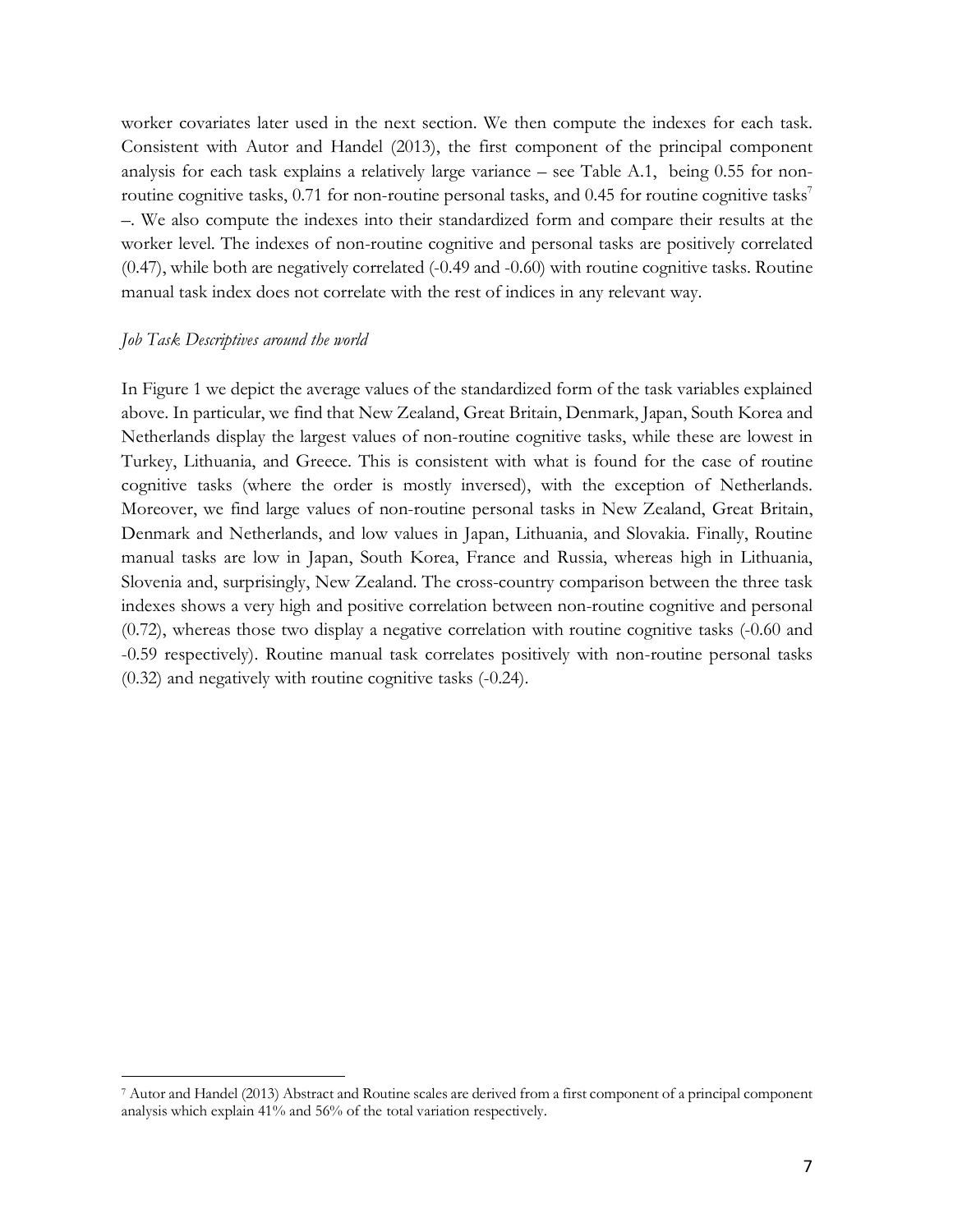worker covariates later used in the next section. We then compute the indexes for each task. Consistent with Autor and Handel (2013), the first component of the principal component analysis for each task explains a relatively large variance – see Table A.1, being 0.55 for non-routine cognitive tasks, 0.71 for non-routine personal tasks, and 0.45 for routine cognitive tasks[7] –. We also compute the indexes into their standardized form and compare their results at the worker level. The indexes of non-routine cognitive and personal tasks are positively correlated (0.47), while both are negatively correlated (-0.49 and -0.60) with routine cognitive tasks. Routine manual task index does not correlate with the rest of indices in any relevant way.

*Job Task Descriptives around the world*

In Figure 1 we depict the average values of the standardized form of the task variables explained above. In particular, we find that New Zealand, Great Britain, Denmark, Japan, South Korea and Netherlands display the largest values of non-routine cognitive tasks, while these are lowest in Turkey, Lithuania, and Greece. This is consistent with what is found for the case of routine cognitive tasks (where the order is mostly inversed), with the exception of Netherlands. Moreover, we find large values of non-routine personal tasks in New Zealand, Great Britain, Denmark and Netherlands, and low values in Japan, Lithuania, and Slovakia. Finally, Routine manual tasks are low in Japan, South Korea, France and Russia, whereas high in Lithuania, Slovenia and, surprisingly, New Zealand. The cross-country comparison between the three task indexes shows a very high and positive correlation between non-routine cognitive and personal (0.72), whereas those two display a negative correlation with routine cognitive tasks (-0.60 and -0.59 respectively). Routine manual task correlates positively with non-routine personal tasks (0.32) and negatively with routine cognitive tasks (-0.24).

[7] Autor and Handel (2013) Abstract and Routine scales are derived from a first component of a principal component analysis which explain 41% and 56% of the total variation respectively.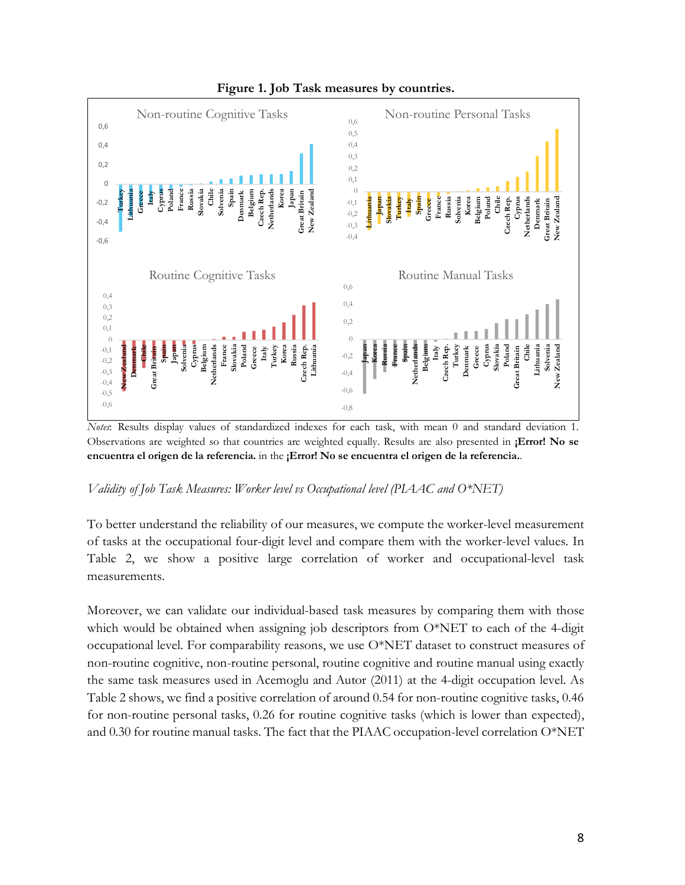**Figure 1. Job Task measures by countries.**

*Notes*: Results display values of standardized indexes for each task, with mean 0 and standard deviation 1. Observations are weighted so that countries are weighted equally. Results are also presented in **¡Error! No se encuentra el origen de la referencia.** in the **¡Error! No se encuentra el origen de la referencia.**.

*Validity of Job Task Measures: Worker level vs Occupational level (PIAAC and O*NET)*

To better understand the reliability of our measures, we compute the worker-level measurement of tasks at the occupational four-digit level and compare them with the worker-level values. In Table 2, we show a positive large correlation of worker and occupational-level task measurements.

Moreover, we can validate our individual-based task measures by comparing them with those which would be obtained when assigning job descriptors from O*NET to each of the 4-digit occupational level. For comparability reasons, we use O*NET dataset to construct measures of non-routine cognitive, non-routine personal, routine cognitive and routine manual using exactly the same task measures used in Acemoglu and Autor (2011) at the 4-digit occupation level. As Table 2 shows, we find a positive correlation of around 0.54 for non-routine cognitive tasks, 0.46 for non-routine personal tasks, 0.26 for routine cognitive tasks (which is lower than expected), and 0.30 for routine manual tasks. The fact that the PIAAC occupation-level correlation O*NET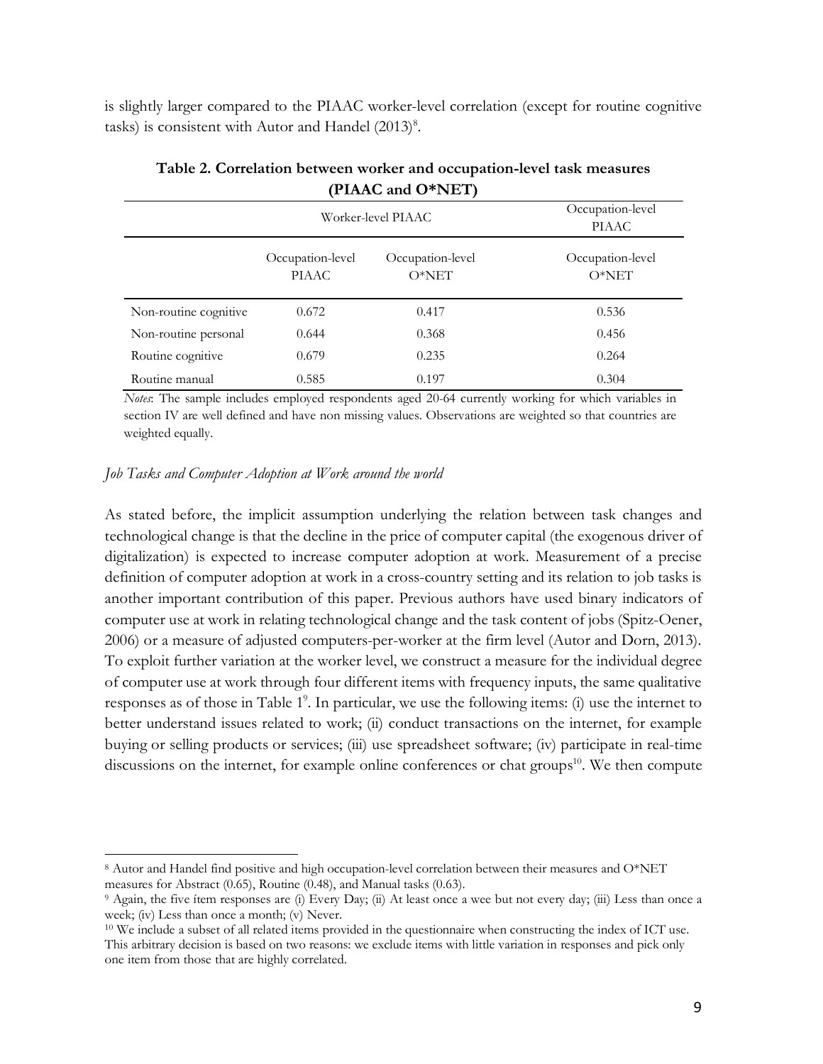is slightly larger compared to the PIAAC worker-level correlation (except for routine cognitive tasks) is consistent with Autor and Handel (2013)[8].

**Table 2. Correlation between worker and occupation-level task measures (PIAAC and O*NET)**

| | Worker-level PIAAC | | Occupation-level PIAAC |
|---|---|---|---|
| | Occupation-level PIAAC | Occupation-level O*NET | Occupation-level O*NET |
| Non-routine cognitive | 0.672 | 0.417 | 0.536 |
| Non-routine personal | 0.644 | 0.368 | 0.456 |
| Routine cognitive | 0.679 | 0.235 | 0.264 |
| Routine manual | 0.585 | 0.197 | 0.304 |

*Notes*: The sample includes employed respondents aged 20-64 currently working for which variables in section IV are well defined and have non missing values. Observations are weighted so that countries are weighted equally.

*Job Tasks and Computer Adoption at Work around the world*

As stated before, the implicit assumption underlying the relation between task changes and technological change is that the decline in the price of computer capital (the exogenous driver of digitalization) is expected to increase computer adoption at work. Measurement of a precise definition of computer adoption at work in a cross-country setting and its relation to job tasks is another important contribution of this paper. Previous authors have used binary indicators of computer use at work in relating technological change and the task content of jobs (Spitz-Oener, 2006) or a measure of adjusted computers-per-worker at the firm level (Autor and Dorn, 2013). To exploit further variation at the worker level, we construct a measure for the individual degree of computer use at work through four different items with frequency inputs, the same qualitative responses as of those in Table 1[9]. In particular, we use the following items: (i) use the internet to better understand issues related to work; (ii) conduct transactions on the internet, for example buying or selling products or services; (iii) use spreadsheet software; (iv) participate in real-time discussions on the internet, for example online conferences or chat groups[10]. We then compute

[8] Autor and Handel find positive and high occupation-level correlation between their measures and O*NET measures for Abstract (0.65), Routine (0.48), and Manual tasks (0.63).

[9] Again, the five ítem responses are (i) Every Day; (ii) At least once a wee but not every day; (iii) Less than once a week; (iv) Less than once a month; (v) Never.

[10] We include a subset of all related items provided in the questionnaire when constructing the index of ICT use. This arbitrary decision is based on two reasons: we exclude items with little variation in responses and pick only one item from those that are highly correlated.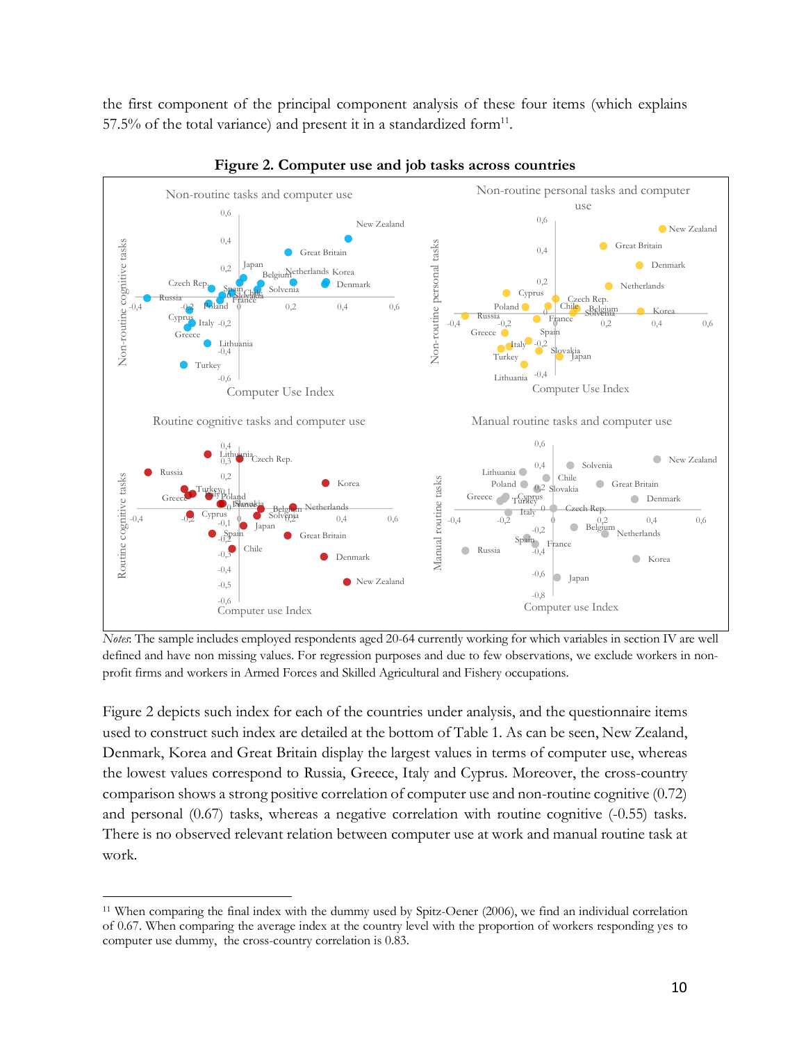the first component of the principal component analysis of these four items (which explains 57.5% of the total variance) and present it in a standardized form[11].

**Figure 2. Computer use and job tasks across countries**

*Notes*: The sample includes employed respondents aged 20-64 currently working for which variables in section IV are well defined and have non missing values. For regression purposes and due to few observations, we exclude workers in non-profit firms and workers in Armed Forces and Skilled Agricultural and Fishery occupations.

Figure 2 depicts such index for each of the countries under analysis, and the questionnaire items used to construct such index are detailed at the bottom of Table 1. As can be seen, New Zealand, Denmark, Korea and Great Britain display the largest values in terms of computer use, whereas the lowest values correspond to Russia, Greece, Italy and Cyprus. Moreover, the cross-country comparison shows a strong positive correlation of computer use and non-routine cognitive (0.72) and personal (0.67) tasks, whereas a negative correlation with routine cognitive (-0.55) tasks. There is no observed relevant relation between computer use at work and manual routine task at work.

---

[11] When comparing the final index with the dummy used by Spitz-Oener (2006), we find an individual correlation of 0.67. When comparing the average index at the country level with the proportion of workers responding yes to computer use dummy, the cross-country correlation is 0.83.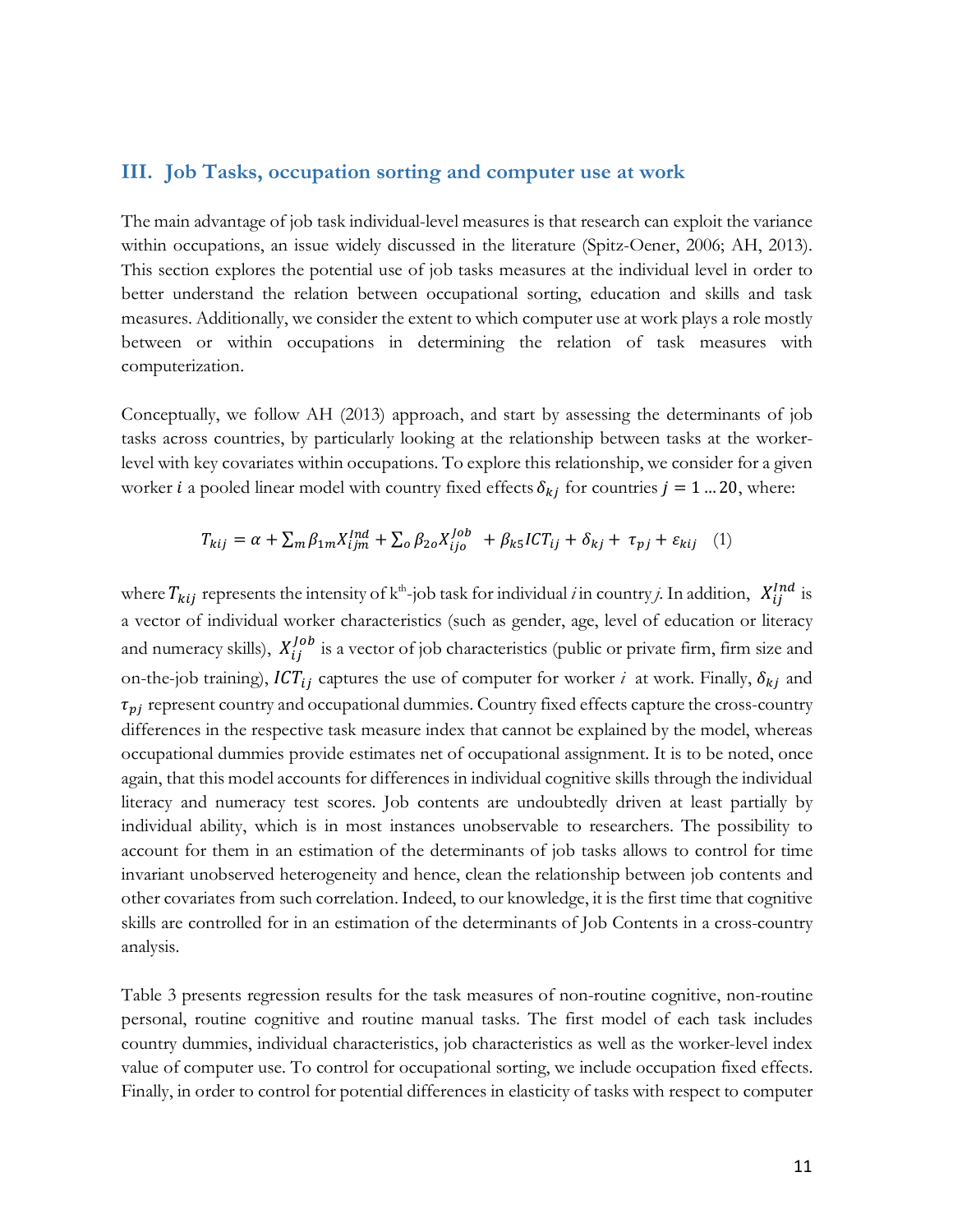## III. Job Tasks, occupation sorting and computer use at work

The main advantage of job task individual-level measures is that research can exploit the variance within occupations, an issue widely discussed in the literature (Spitz-Oener, 2006; AH, 2013). This section explores the potential use of job tasks measures at the individual level in order to better understand the relation between occupational sorting, education and skills and task measures. Additionally, we consider the extent to which computer use at work plays a role mostly between or within occupations in determining the relation of task measures with computerization.

Conceptually, we follow AH (2013) approach, and start by assessing the determinants of job tasks across countries, by particularly looking at the relationship between tasks at the worker-level with key covariates within occupations. To explore this relationship, we consider for a given worker $i$ a pooled linear model with country fixed effects $\delta_{kj}$ for countries $j = 1 \ldots 20$, where:

$$T_{kij} = \alpha + \sum_m \beta_{1m} X_{ijm}^{Ind} + \sum_o \beta_{2o} X_{ijo}^{Job} + \beta_{k5} ICT_{ij} + \delta_{kj} + \tau_{pj} + \varepsilon_{kij} \quad (1)$$

where $T_{kij}$ represents the intensity of k[th]-job task for individual *i* in country *j*. In addition, $X_{ij}^{Ind}$ is a vector of individual worker characteristics (such as gender, age, level of education or literacy and numeracy skills), $X_{ij}^{Job}$ is a vector of job characteristics (public or private firm, firm size and on-the-job training), $ICT_{ij}$ captures the use of computer for worker $i$ at work. Finally, $\delta_{kj}$ and $\tau_{pj}$ represent country and occupational dummies. Country fixed effects capture the cross-country differences in the respective task measure index that cannot be explained by the model, whereas occupational dummies provide estimates net of occupational assignment. It is to be noted, once again, that this model accounts for differences in individual cognitive skills through the individual literacy and numeracy test scores. Job contents are undoubtedly driven at least partially by individual ability, which is in most instances unobservable to researchers. The possibility to account for them in an estimation of the determinants of job tasks allows to control for time invariant unobserved heterogeneity and hence, clean the relationship between job contents and other covariates from such correlation. Indeed, to our knowledge, it is the first time that cognitive skills are controlled for in an estimation of the determinants of Job Contents in a cross-country analysis.

Table 3 presents regression results for the task measures of non-routine cognitive, non-routine personal, routine cognitive and routine manual tasks. The first model of each task includes country dummies, individual characteristics, job characteristics as well as the worker-level index value of computer use. To control for occupational sorting, we include occupation fixed effects. Finally, in order to control for potential differences in elasticity of tasks with respect to computer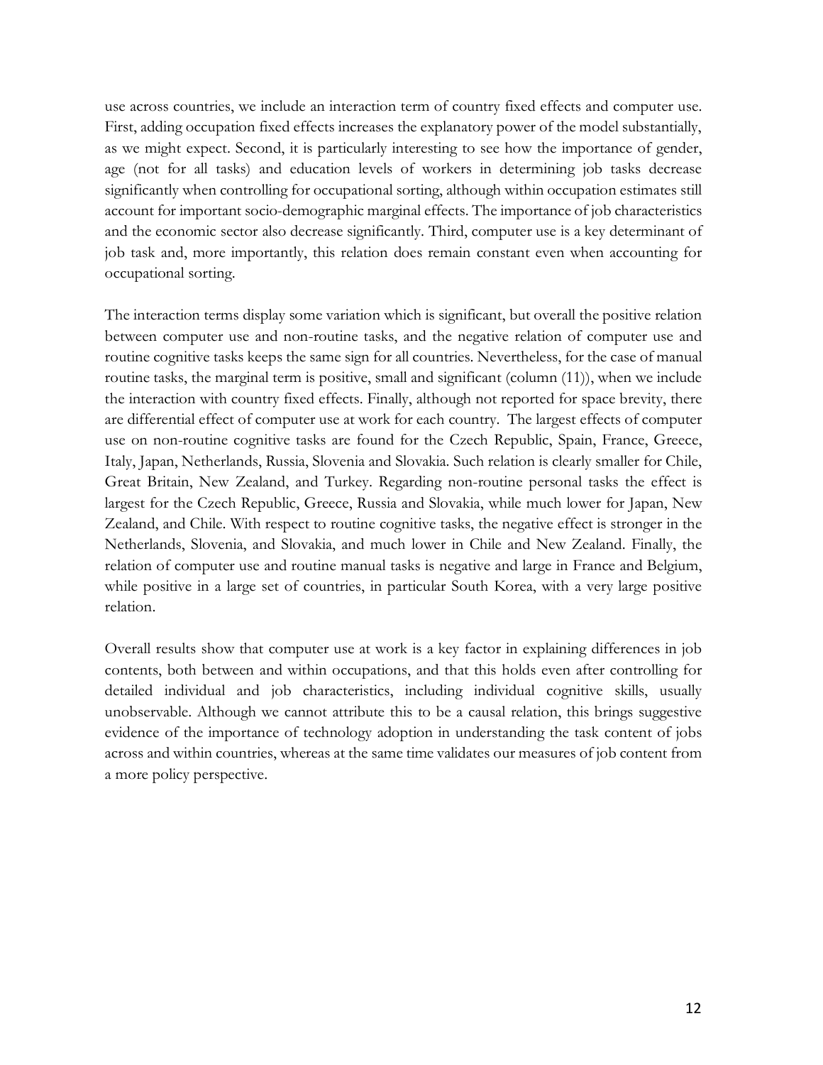use across countries, we include an interaction term of country fixed effects and computer use. First, adding occupation fixed effects increases the explanatory power of the model substantially, as we might expect. Second, it is particularly interesting to see how the importance of gender, age (not for all tasks) and education levels of workers in determining job tasks decrease significantly when controlling for occupational sorting, although within occupation estimates still account for important socio-demographic marginal effects. The importance of job characteristics and the economic sector also decrease significantly. Third, computer use is a key determinant of job task and, more importantly, this relation does remain constant even when accounting for occupational sorting.

The interaction terms display some variation which is significant, but overall the positive relation between computer use and non-routine tasks, and the negative relation of computer use and routine cognitive tasks keeps the same sign for all countries. Nevertheless, for the case of manual routine tasks, the marginal term is positive, small and significant (column (11)), when we include the interaction with country fixed effects. Finally, although not reported for space brevity, there are differential effect of computer use at work for each country. The largest effects of computer use on non-routine cognitive tasks are found for the Czech Republic, Spain, France, Greece, Italy, Japan, Netherlands, Russia, Slovenia and Slovakia. Such relation is clearly smaller for Chile, Great Britain, New Zealand, and Turkey. Regarding non-routine personal tasks the effect is largest for the Czech Republic, Greece, Russia and Slovakia, while much lower for Japan, New Zealand, and Chile. With respect to routine cognitive tasks, the negative effect is stronger in the Netherlands, Slovenia, and Slovakia, and much lower in Chile and New Zealand. Finally, the relation of computer use and routine manual tasks is negative and large in France and Belgium, while positive in a large set of countries, in particular South Korea, with a very large positive relation.

Overall results show that computer use at work is a key factor in explaining differences in job contents, both between and within occupations, and that this holds even after controlling for detailed individual and job characteristics, including individual cognitive skills, usually unobservable. Although we cannot attribute this to be a causal relation, this brings suggestive evidence of the importance of technology adoption in understanding the task content of jobs across and within countries, whereas at the same time validates our measures of job content from a more policy perspective.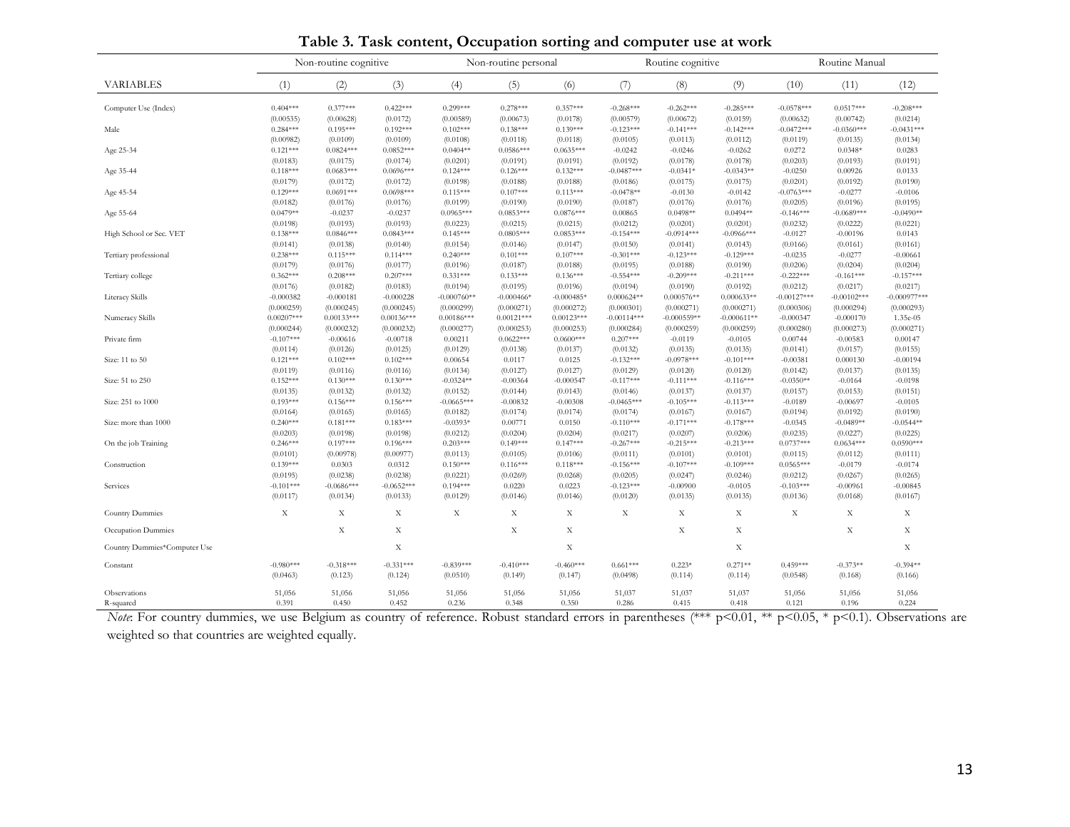**Table 3. Task content, Occupation sorting and computer use at work**

| | Non-routine cognitive | | | Non-routine personal | | | Routine cognitive | | | Routine Manual | | |
|---|---|---|---|---|---|---|---|---|---|---|---|---|
| VARIABLES | (1) | (2) | (3) | (4) | (5) | (6) | (7) | (8) | (9) | (10) | (11) | (12) |
| Computer Use (Index) | 0.404*** | 0.377*** | 0.422*** | 0.299*** | 0.278*** | 0.357*** | -0.268*** | -0.262*** | -0.285*** | -0.0578*** | 0.0517*** | -0.208*** |
| | (0.00535) | (0.00628) | (0.0172) | (0.00589) | (0.00673) | (0.0178) | (0.00579) | (0.00672) | (0.0159) | (0.00632) | (0.00742) | (0.0214) |
| Male | 0.284*** | 0.195*** | 0.192*** | 0.102*** | 0.138*** | 0.139*** | -0.123*** | -0.141*** | -0.142*** | -0.0472*** | -0.0360*** | -0.0431*** |
| | (0.00982) | (0.0109) | (0.0109) | (0.0108) | (0.0118) | (0.0118) | (0.0105) | (0.0113) | (0.0112) | (0.0119) | (0.0135) | (0.0134) |
| Age 25-34 | 0.121*** | 0.0824*** | 0.0852*** | 0.0404** | 0.0586*** | 0.0635*** | -0.0242 | -0.0246 | -0.0262 | 0.0272 | 0.0348* | 0.0283 |
| | (0.0183) | (0.0175) | (0.0174) | (0.0201) | (0.0191) | (0.0191) | (0.0192) | (0.0178) | (0.0178) | (0.0203) | (0.0193) | (0.0191) |
| Age 35-44 | 0.118*** | 0.0683*** | 0.0696*** | 0.124*** | 0.126*** | 0.132*** | -0.0487*** | -0.0341* | -0.0343** | -0.0250 | 0.00926 | 0.0133 |
| | (0.0179) | (0.0172) | (0.0172) | (0.0198) | (0.0188) | (0.0188) | (0.0186) | (0.0175) | (0.0175) | (0.0201) | (0.0192) | (0.0190) |
| Age 45-54 | 0.129*** | 0.0691*** | 0.0698*** | 0.115*** | 0.107*** | 0.113*** | -0.0478** | -0.0130 | -0.0142 | -0.0763*** | -0.0277 | -0.0106 |
| | (0.0182) | (0.0176) | (0.0176) | (0.0199) | (0.0190) | (0.0190) | (0.0187) | (0.0176) | (0.0176) | (0.0205) | (0.0196) | (0.0195) |
| Age 55-64 | 0.0479** | -0.0237 | -0.0237 | 0.0965*** | 0.0853*** | 0.0876*** | 0.00865 | 0.0498** | 0.0494** | -0.146*** | -0.0689*** | -0.0490** |
| | (0.0198) | (0.0193) | (0.0193) | (0.0223) | (0.0215) | (0.0215) | (0.0212) | (0.0201) | (0.0201) | (0.0232) | (0.0222) | (0.0221) |
| High School or Sec. VET | 0.138*** | 0.0846*** | 0.0843*** | 0.145*** | 0.0805*** | 0.0853*** | -0.154*** | -0.0914*** | -0.0966*** | -0.0127 | -0.00196 | 0.0143 |
| | (0.0141) | (0.0138) | (0.0140) | (0.0154) | (0.0146) | (0.0147) | (0.0150) | (0.0141) | (0.0143) | (0.0166) | (0.0161) | (0.0161) |
| Tertiary professional | 0.238*** | 0.115*** | 0.114*** | 0.240*** | 0.101*** | 0.107*** | -0.301*** | -0.123*** | -0.129*** | -0.0235 | -0.0277 | -0.00661 |
| | (0.0179) | (0.0176) | (0.0177) | (0.0196) | (0.0187) | (0.0188) | (0.0195) | (0.0188) | (0.0190) | (0.0206) | (0.0204) | (0.0204) |
| Tertiary college | 0.362*** | 0.208*** | 0.207*** | 0.331*** | 0.133*** | 0.136*** | -0.554*** | -0.209*** | -0.211*** | -0.222*** | -0.161*** | -0.157*** |
| | (0.0176) | (0.0182) | (0.0183) | (0.0194) | (0.0195) | (0.0196) | (0.0194) | (0.0190) | (0.0192) | (0.0212) | (0.0217) | (0.0217) |
| Literacy Skills | -0.000382 | -0.000181 | -0.000228 | -0.000760** | -0.000466* | -0.000485* | 0.000624** | 0.000576** | 0.000633** | -0.00127*** | -0.00102*** | -0.000977*** |
| | (0.000259) | (0.000245) | (0.000245) | (0.000299) | (0.000271) | (0.000272) | (0.000301) | (0.000271) | (0.000271) | (0.000306) | (0.000294) | (0.000293) |
| Numeracy Skills | 0.00207*** | 0.00133*** | 0.00136*** | 0.00186*** | 0.00121*** | 0.00123*** | -0.00114*** | -0.000559** | -0.000611** | -0.000347 | -0.000170 | 1.35e-05 |
| | (0.000244) | (0.000232) | (0.000232) | (0.000277) | (0.000253) | (0.000253) | (0.000284) | (0.000259) | (0.000259) | (0.000280) | (0.000273) | (0.000271) |
| Private firm | -0.107*** | -0.00616 | -0.00718 | 0.00211 | 0.0622*** | 0.0600*** | 0.207*** | -0.0119 | -0.0105 | 0.00744 | -0.00583 | 0.00147 |
| | (0.0114) | (0.0126) | (0.0125) | (0.0129) | (0.0138) | (0.0137) | (0.0132) | (0.0135) | (0.0135) | (0.0141) | (0.0157) | (0.0155) |
| Size: 11 to 50 | 0.121*** | 0.102*** | 0.102*** | 0.00654 | 0.0117 | 0.0125 | -0.132*** | -0.0978*** | -0.101*** | -0.00381 | 0.000130 | -0.00194 |
| | (0.0119) | (0.0116) | (0.0116) | (0.0134) | (0.0127) | (0.0127) | (0.0129) | (0.0120) | (0.0120) | (0.0142) | (0.0137) | (0.0135) |
| Size: 51 to 250 | 0.152*** | 0.130*** | 0.130*** | -0.0324** | -0.00364 | -0.000547 | -0.117*** | -0.111*** | -0.116*** | -0.0350** | -0.0164 | -0.0198 |
| | (0.0135) | (0.0132) | (0.0132) | (0.0152) | (0.0144) | (0.0143) | (0.0146) | (0.0137) | (0.0137) | (0.0157) | (0.0153) | (0.0151) |
| Size: 251 to 1000 | 0.193*** | 0.156*** | 0.156*** | -0.0665*** | -0.00832 | -0.00308 | -0.0465*** | -0.105*** | -0.113*** | -0.0189 | -0.00697 | -0.0105 |
| | (0.0164) | (0.0165) | (0.0165) | (0.0182) | (0.0174) | (0.0174) | (0.0174) | (0.0167) | (0.0167) | (0.0194) | (0.0192) | (0.0190) |
| Size: more than 1000 | 0.240*** | 0.181*** | 0.183*** | -0.0393* | 0.00771 | 0.0150 | -0.110*** | -0.171*** | -0.178*** | -0.0345 | -0.0489** | -0.0544** |
| | (0.0203) | (0.0198) | (0.0198) | (0.0212) | (0.0204) | (0.0204) | (0.0217) | (0.0207) | (0.0206) | (0.0235) | (0.0227) | (0.0225) |
| On the job Training | 0.246*** | 0.197*** | 0.196*** | 0.203*** | 0.149*** | 0.147*** | -0.267*** | -0.215*** | -0.213*** | 0.0737*** | 0.0634*** | 0.0590*** |
| | (0.0101) | (0.00978) | (0.00977) | (0.0113) | (0.0105) | (0.0106) | (0.0111) | (0.0101) | (0.0101) | (0.0115) | (0.0112) | (0.0111) |
| Construction | 0.139*** | 0.0303 | 0.0312 | 0.150*** | 0.116*** | 0.118*** | -0.156*** | -0.107*** | -0.109*** | 0.0565*** | -0.0179 | -0.0174 |
| | (0.0195) | (0.0238) | (0.0238) | (0.0221) | (0.0269) | (0.0268) | (0.0205) | (0.0247) | (0.0246) | (0.0212) | (0.0267) | (0.0265) |
| Services | -0.101*** | -0.0686*** | -0.0652*** | 0.194*** | 0.0220 | 0.0223 | -0.123*** | -0.00900 | -0.0105 | -0.103*** | -0.00961 | -0.00845 |
| | (0.0117) | (0.0134) | (0.0133) | (0.0129) | (0.0146) | (0.0146) | (0.0120) | (0.0135) | (0.0135) | (0.0136) | (0.0168) | (0.0167) |
| Country Dummies | X | X | X | X | X | X | X | X | X | X | X | X |
| Occupation Dummies | | X | X | | X | X | | X | X | | X | X |
| Country Dummies*Computer Use | | | X | | | X | | | X | | | X |
| Constant | -0.980*** | -0.318*** | -0.331*** | -0.839*** | -0.410*** | -0.460*** | 0.661*** | 0.223* | 0.271** | 0.459*** | -0.373** | -0.394** |
| | (0.0463) | (0.123) | (0.124) | (0.0510) | (0.149) | (0.147) | (0.0498) | (0.114) | (0.114) | (0.0548) | (0.168) | (0.166) |
| Observations | 51,056 | 51,056 | 51,056 | 51,056 | 51,056 | 51,056 | 51,037 | 51,037 | 51,037 | 51,056 | 51,056 | 51,056 |
| R-squared | 0.391 | 0.450 | 0.452 | 0.236 | 0.348 | 0.350 | 0.286 | 0.415 | 0.418 | 0.121 | 0.196 | 0.224 |

*Note*: For country dummies, we use Belgium as country of reference. Robust standard errors in parentheses (*** p<0.01, ** p<0.05, * p<0.1). Observations are weighted so that countries are weighted equally.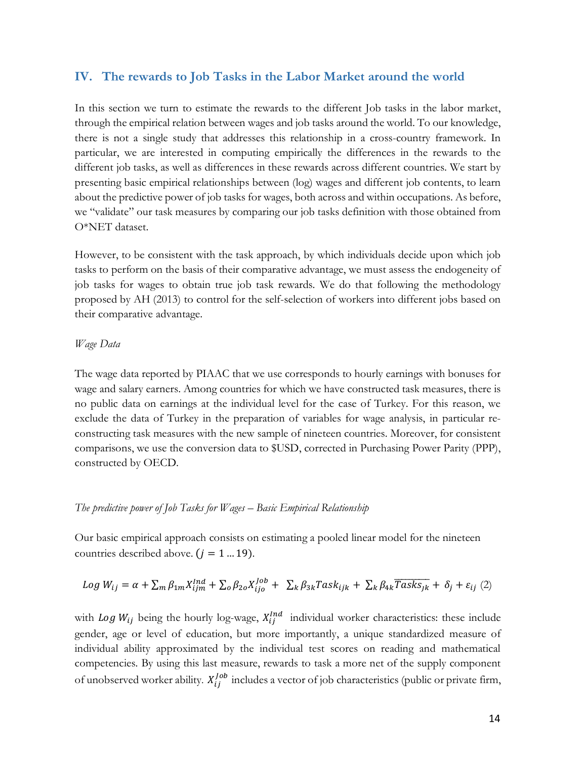## IV. The rewards to Job Tasks in the Labor Market around the world

In this section we turn to estimate the rewards to the different Job tasks in the labor market, through the empirical relation between wages and job tasks around the world. To our knowledge, there is not a single study that addresses this relationship in a cross-country framework. In particular, we are interested in computing empirically the differences in the rewards to the different job tasks, as well as differences in these rewards across different countries. We start by presenting basic empirical relationships between (log) wages and different job contents, to learn about the predictive power of job tasks for wages, both across and within occupations. As before, we "validate" our task measures by comparing our job tasks definition with those obtained from O*NET dataset.

However, to be consistent with the task approach, by which individuals decide upon which job tasks to perform on the basis of their comparative advantage, we must assess the endogeneity of job tasks for wages to obtain true job task rewards. We do that following the methodology proposed by AH (2013) to control for the self-selection of workers into different jobs based on their comparative advantage.

*Wage Data*

The wage data reported by PIAAC that we use corresponds to hourly earnings with bonuses for wage and salary earners. Among countries for which we have constructed task measures, there is no public data on earnings at the individual level for the case of Turkey. For this reason, we exclude the data of Turkey in the preparation of variables for wage analysis, in particular re-constructing task measures with the new sample of nineteen countries. Moreover, for consistent comparisons, we use the conversion data to $USD, corrected in Purchasing Power Parity (PPP), constructed by OECD.

*The predictive power of Job Tasks for Wages – Basic Empirical Relationship*

Our basic empirical approach consists on estimating a pooled linear model for the nineteen countries described above. $(j = 1 \ldots 19)$.

$$Log\ W_{ij} = \alpha + \sum_m \beta_{1m} X_{ijm}^{Ind} + \sum_o \beta_{2o} X_{ijo}^{Job} + \sum_k \beta_{3k} Task_{ijk} + \sum_k \beta_{4k} \overline{Tasks_{jk}} + \delta_j + \varepsilon_{ij} \ (2)$$

with $Log\ W_{ij}$ being the hourly log-wage, $X_{ij}^{Ind}$ individual worker characteristics: these include gender, age or level of education, but more importantly, a unique standardized measure of individual ability approximated by the individual test scores on reading and mathematical competencies. By using this last measure, rewards to task a more net of the supply component of unobserved worker ability. $X_{ij}^{Job}$ includes a vector of job characteristics (public or private firm,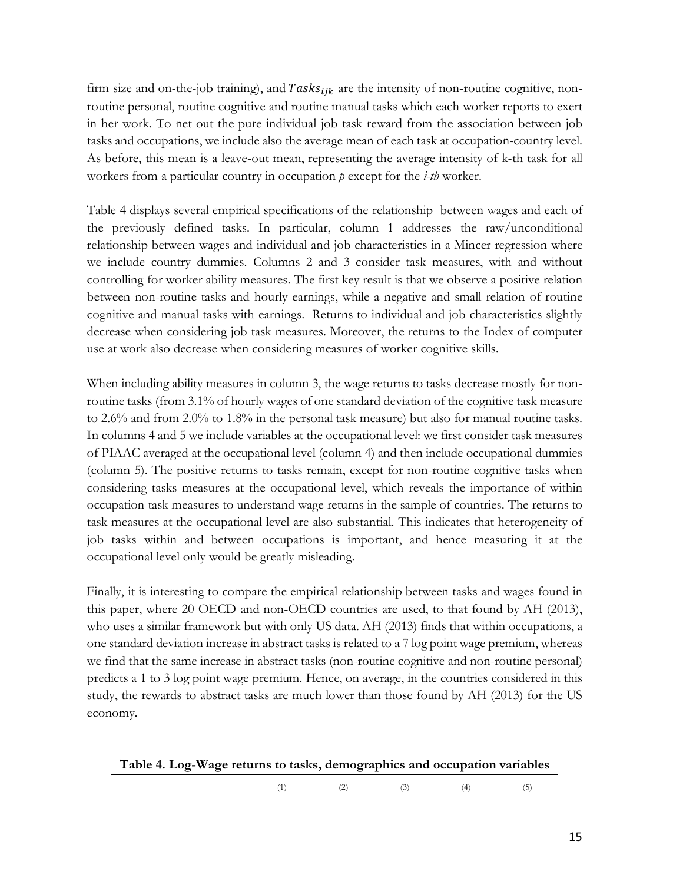firm size and on-the-job training), and $Tasks_{ijk}$ are the intensity of non-routine cognitive, non-routine personal, routine cognitive and routine manual tasks which each worker reports to exert in her work. To net out the pure individual job task reward from the association between job tasks and occupations, we include also the average mean of each task at occupation-country level. As before, this mean is a leave-out mean, representing the average intensity of k-th task for all workers from a particular country in occupation *p* except for the *i-th* worker.

Table 4 displays several empirical specifications of the relationship between wages and each of the previously defined tasks. In particular, column 1 addresses the raw/unconditional relationship between wages and individual and job characteristics in a Mincer regression where we include country dummies. Columns 2 and 3 consider task measures, with and without controlling for worker ability measures. The first key result is that we observe a positive relation between non-routine tasks and hourly earnings, while a negative and small relation of routine cognitive and manual tasks with earnings. Returns to individual and job characteristics slightly decrease when considering job task measures. Moreover, the returns to the Index of computer use at work also decrease when considering measures of worker cognitive skills.

When including ability measures in column 3, the wage returns to tasks decrease mostly for non-routine tasks (from 3.1% of hourly wages of one standard deviation of the cognitive task measure to 2.6% and from 2.0% to 1.8% in the personal task measure) but also for manual routine tasks. In columns 4 and 5 we include variables at the occupational level: we first consider task measures of PIAAC averaged at the occupational level (column 4) and then include occupational dummies (column 5). The positive returns to tasks remain, except for non-routine cognitive tasks when considering tasks measures at the occupational level, which reveals the importance of within occupation task measures to understand wage returns in the sample of countries. The returns to task measures at the occupational level are also substantial. This indicates that heterogeneity of job tasks within and between occupations is important, and hence measuring it at the occupational level only would be greatly misleading.

Finally, it is interesting to compare the empirical relationship between tasks and wages found in this paper, where 20 OECD and non-OECD countries are used, to that found by AH (2013), who uses a similar framework but with only US data. AH (2013) finds that within occupations, a one standard deviation increase in abstract tasks is related to a 7 log point wage premium, whereas we find that the same increase in abstract tasks (non-routine cognitive and non-routine personal) predicts a 1 to 3 log point wage premium. Hence, on average, in the countries considered in this study, the rewards to abstract tasks are much lower than those found by AH (2013) for the US economy.

**Table 4. Log-Wage returns to tasks, demographics and occupation variables**

| | (1) | (2) | (3) | (4) | (5) |
|---|---|---|---|---|---|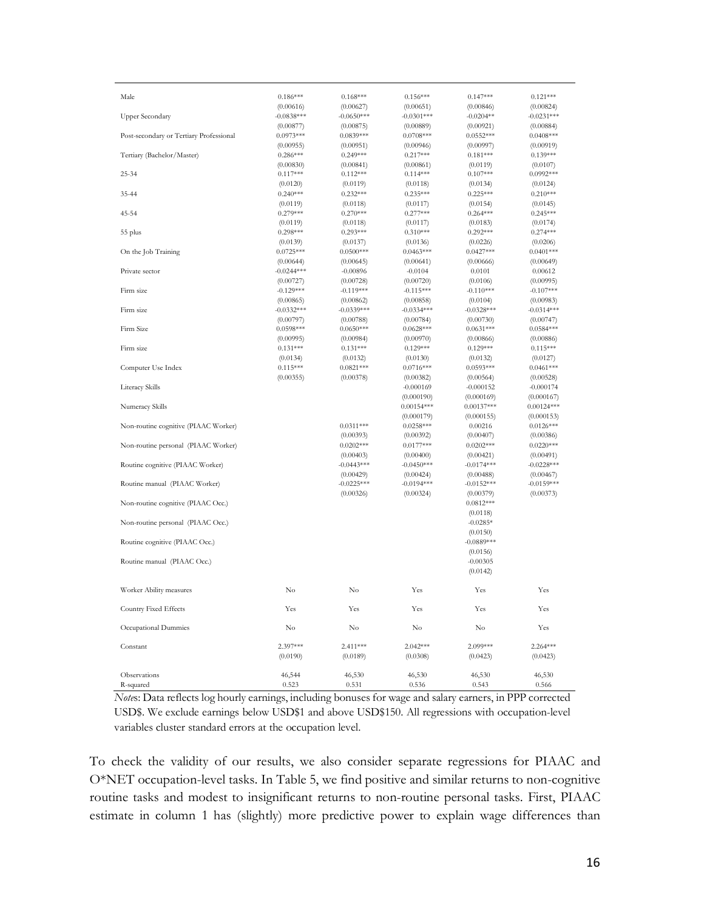| | | | | | |
|---|---|---|---|---|---|
| Male | 0.186*** | 0.168*** | 0.156*** | 0.147*** | 0.121*** |
| | (0.00616) | (0.00627) | (0.00651) | (0.00846) | (0.00824) |
| Upper Secondary | -0.0838*** | -0.0650*** | -0.0301*** | -0.0204** | -0.0231*** |
| | (0.00877) | (0.00875) | (0.00889) | (0.00921) | (0.00884) |
| Post-secondary or Tertiary Professional | 0.0973*** | 0.0839*** | 0.0708*** | 0.0552*** | 0.0408*** |
| | (0.00955) | (0.00951) | (0.00946) | (0.00997) | (0.00919) |
| Tertiary (Bachelor/Master) | 0.286*** | 0.249*** | 0.217*** | 0.181*** | 0.139*** |
| | (0.00830) | (0.00841) | (0.00861) | (0.0119) | (0.0107) |
| 25-34 | 0.117*** | 0.112*** | 0.114*** | 0.107*** | 0.0992*** |
| | (0.0120) | (0.0119) | (0.0118) | (0.0134) | (0.0124) |
| 35-44 | 0.240*** | 0.232*** | 0.235*** | 0.225*** | 0.210*** |
| | (0.0119) | (0.0118) | (0.0117) | (0.0154) | (0.0145) |
| 45-54 | 0.279*** | 0.270*** | 0.277*** | 0.264*** | 0.245*** |
| | (0.0119) | (0.0118) | (0.0117) | (0.0183) | (0.0174) |
| 55 plus | 0.298*** | 0.293*** | 0.310*** | 0.292*** | 0.274*** |
| | (0.0139) | (0.0137) | (0.0136) | (0.0226) | (0.0206) |
| On the Job Training | 0.0725*** | 0.0500*** | 0.0463*** | 0.0427*** | 0.0401*** |
| | (0.00644) | (0.00645) | (0.00641) | (0.00666) | (0.00649) |
| Private sector | -0.0244*** | -0.00896 | -0.0104 | 0.0101 | 0.00612 |
| | (0.00727) | (0.00728) | (0.00720) | (0.0106) | (0.00995) |
| Firm size | -0.129*** | -0.119*** | -0.115*** | -0.110*** | -0.107*** |
| | (0.00865) | (0.00862) | (0.00858) | (0.0104) | (0.00983) |
| Firm size | -0.0332*** | -0.0339*** | -0.0334*** | -0.0328*** | -0.0314*** |
| | (0.00797) | (0.00788) | (0.00784) | (0.00730) | (0.00747) |
| Firm Size | 0.0598*** | 0.0650*** | 0.0628*** | 0.0631*** | 0.0584*** |
| | (0.00995) | (0.00984) | (0.00970) | (0.00866) | (0.00886) |
| Firm size | 0.131*** | 0.131*** | 0.129*** | 0.129*** | 0.115*** |
| | (0.0134) | (0.0132) | (0.0130) | (0.0132) | (0.0127) |
| Computer Use Index | 0.115*** | 0.0821*** | 0.0716*** | 0.0593*** | 0.0461*** |
| | (0.00355) | (0.00378) | (0.00382) | (0.00564) | (0.00528) |
| Literacy Skills | | | -0.000169 | -0.000152 | -0.000174 |
| | | | (0.000190) | (0.000169) | (0.000167) |
| Numeracy Skills | | | 0.00154*** | 0.00137*** | 0.00124*** |
| | | | (0.000179) | (0.000155) | (0.000153) |
| Non-routine cognitive (PIAAC Worker) | | 0.0311*** | 0.0258*** | 0.00216 | 0.0126*** |
| | | (0.00393) | (0.00392) | (0.00407) | (0.00386) |
| Non-routine personal (PIAAC Worker) | | 0.0202*** | 0.0177*** | 0.0202*** | 0.0220*** |
| | | (0.00403) | (0.00400) | (0.00421) | (0.00491) |
| Routine cognitive (PIAAC Worker) | | -0.0443*** | -0.0450*** | -0.0174*** | -0.0228*** |
| | | (0.00429) | (0.00424) | (0.00488) | (0.00467) |
| Routine manual (PIAAC Worker) | | -0.0225*** | -0.0194*** | -0.0152*** | -0.0159*** |
| | | (0.00326) | (0.00324) | (0.00379) | (0.00373) |
| Non-routine cognitive (PIAAC Occ.) | | | | 0.0812*** | |
| | | | | (0.0118) | |
| Non-routine personal (PIAAC Occ.) | | | | -0.0285* | |
| | | | | (0.0150) | |
| Routine cognitive (PIAAC Occ.) | | | | -0.0889*** | |
| | | | | (0.0156) | |
| Routine manual (PIAAC Occ.) | | | | -0.00305 | |
| | | | | (0.0142) | |
| Worker Ability measures | No | No | Yes | Yes | Yes |
| Country Fixed Effects | Yes | Yes | Yes | Yes | Yes |
| Occupational Dummies | No | No | No | No | Yes |
| Constant | 2.397*** | 2.411*** | 2.042*** | 2.099*** | 2.264*** |
| | (0.0190) | (0.0189) | (0.0308) | (0.0423) | (0.0423) |
| Observations | 46,544 | 46,530 | 46,530 | 46,530 | 46,530 |
| R-squared | 0.523 | 0.531 | 0.536 | 0.543 | 0.566 |

*Notes*: Data reflects log hourly earnings, including bonuses for wage and salary earners, in PPP corrected USD$. We exclude earnings below USD$1 and above USD$150. All regressions with occupation-level variables cluster standard errors at the occupation level.

To check the validity of our results, we also consider separate regressions for PIAAC and O*NET occupation-level tasks. In Table 5, we find positive and similar returns to non-cognitive routine tasks and modest to insignificant returns to non-routine personal tasks. First, PIAAC estimate in column 1 has (slightly) more predictive power to explain wage differences than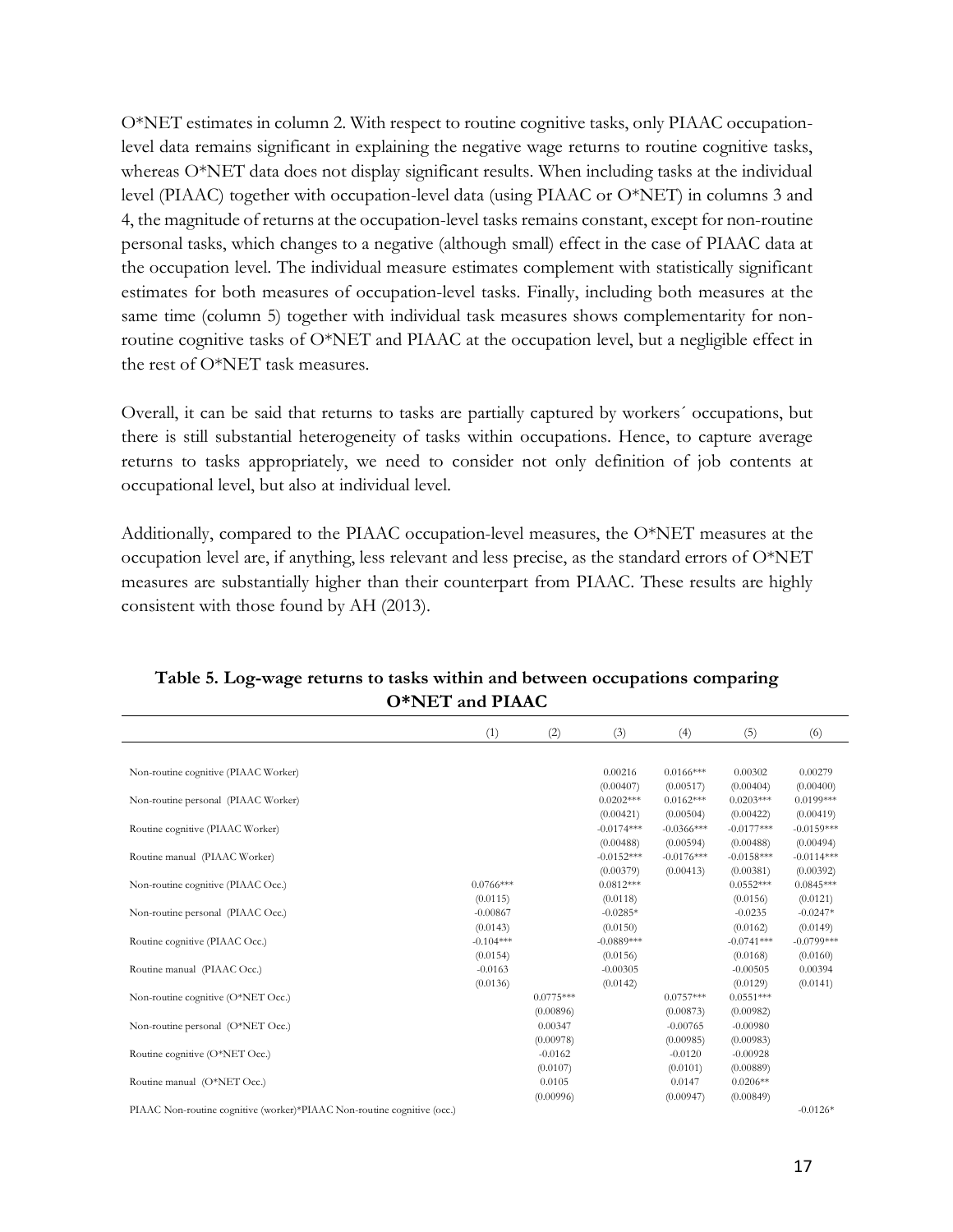O*NET estimates in column 2. With respect to routine cognitive tasks, only PIAAC occupation-level data remains significant in explaining the negative wage returns to routine cognitive tasks, whereas O*NET data does not display significant results. When including tasks at the individual level (PIAAC) together with occupation-level data (using PIAAC or O*NET) in columns 3 and 4, the magnitude of returns at the occupation-level tasks remains constant, except for non-routine personal tasks, which changes to a negative (although small) effect in the case of PIAAC data at the occupation level. The individual measure estimates complement with statistically significant estimates for both measures of occupation-level tasks. Finally, including both measures at the same time (column 5) together with individual task measures shows complementarity for non-routine cognitive tasks of O*NET and PIAAC at the occupation level, but a negligible effect in the rest of O*NET task measures.

Overall, it can be said that returns to tasks are partially captured by workers´ occupations, but there is still substantial heterogeneity of tasks within occupations. Hence, to capture average returns to tasks appropriately, we need to consider not only definition of job contents at occupational level, but also at individual level.

Additionally, compared to the PIAAC occupation-level measures, the O*NET measures at the occupation level are, if anything, less relevant and less precise, as the standard errors of O*NET measures are substantially higher than their counterpart from PIAAC. These results are highly consistent with those found by AH (2013).

**Table 5. Log-wage returns to tasks within and between occupations comparing O*NET and PIAAC**

| | (1) | (2) | (3) | (4) | (5) | (6) |
|---|---|---|---|---|---|---|
| Non-routine cognitive (PIAAC Worker) | | | 0.00216 | 0.0166*** | 0.00302 | 0.00279 |
| | | | (0.00407) | (0.00517) | (0.00404) | (0.00400) |
| Non-routine personal (PIAAC Worker) | | | 0.0202*** | 0.0162*** | 0.0203*** | 0.0199*** |
| | | | (0.00421) | (0.00504) | (0.00422) | (0.00419) |
| Routine cognitive (PIAAC Worker) | | | -0.0174*** | -0.0366*** | -0.0177*** | -0.0159*** |
| | | | (0.00488) | (0.00594) | (0.00488) | (0.00494) |
| Routine manual (PIAAC Worker) | | | -0.0152*** | -0.0176*** | -0.0158*** | -0.0114*** |
| | | | (0.00379) | (0.00413) | (0.00381) | (0.00392) |
| Non-routine cognitive (PIAAC Occ.) | 0.0766*** | | 0.0812*** | | 0.0552*** | 0.0845*** |
| | (0.0115) | | (0.0118) | | (0.0156) | (0.0121) |
| Non-routine personal (PIAAC Occ.) | -0.00867 | | -0.0285* | | -0.0235 | -0.0247* |
| | (0.0143) | | (0.0150) | | (0.0162) | (0.0149) |
| Routine cognitive (PIAAC Occ.) | -0.104*** | | -0.0889*** | | -0.0741*** | -0.0799*** |
| | (0.0154) | | (0.0156) | | (0.0168) | (0.0160) |
| Routine manual (PIAAC Occ.) | -0.0163 | | -0.00305 | | -0.00505 | 0.00394 |
| | (0.0136) | | (0.0142) | | (0.0129) | (0.0141) |
| Non-routine cognitive (O*NET Occ.) | | 0.0775*** | | 0.0757*** | 0.0551*** | |
| | | (0.00896) | | (0.00873) | (0.00982) | |
| Non-routine personal (O*NET Occ.) | | 0.00347 | | -0.00765 | -0.00980 | |
| | | (0.00978) | | (0.00985) | (0.00983) | |
| Routine cognitive (O*NET Occ.) | | -0.0162 | | -0.0120 | -0.00928 | |
| | | (0.0107) | | (0.0101) | (0.00889) | |
| Routine manual (O*NET Occ.) | | 0.0105 | | 0.0147 | 0.0206** | |
| | | (0.00996) | | (0.00947) | (0.00849) | |
| PIAAC Non-routine cognitive (worker)*PIAAC Non-routine cognitive (occ.) | | | | | | -0.0126* |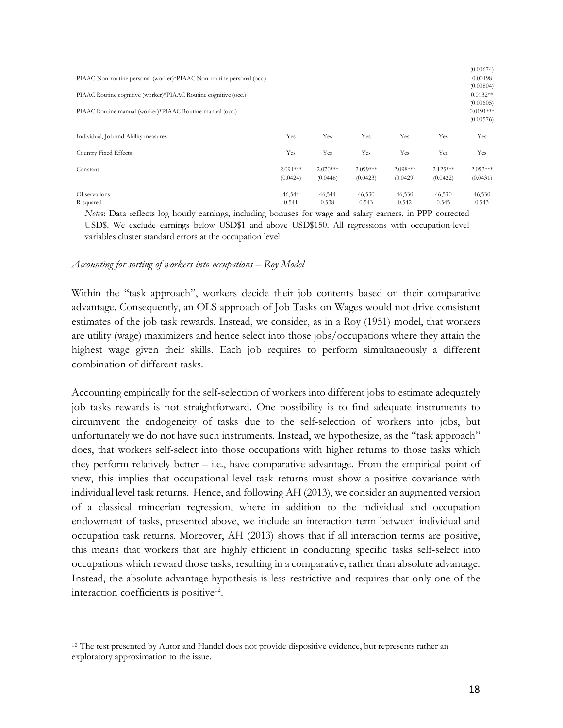| | (1) | (2) | (3) | (4) | (5) | (6) |
|---|---|---|---|---|---|---|
| | | | | | | (0.00674) |
| PIAAC Non-routine personal (worker)*PIAAC Non-routine personal (occ.) | | | | | | 0.00198 |
| | | | | | | (0.00804) |
| PIAAC Routine cognitive (worker)*PIAAC Routine cognitive (occ.) | | | | | | 0.0132** |
| | | | | | | (0.00605) |
| PIAAC Routine manual (worker)*PIAAC Routine manual (occ.) | | | | | | 0.0191*** |
| | | | | | | (0.00576) |
| Individual, Job and Ability measures | Yes | Yes | Yes | Yes | Yes | Yes |
| Country Fixed Effects | Yes | Yes | Yes | Yes | Yes | Yes |
| Constant | 2.091*** | 2.070*** | 2.099*** | 2.098*** | 2.125*** | 2.093*** |
| | (0.0424) | (0.0446) | (0.0423) | (0.0429) | (0.0422) | (0.0431) |
| Observations | 46,544 | 46,544 | 46,530 | 46,530 | 46,530 | 46,530 |
| R-squared | 0.541 | 0.538 | 0.543 | 0.542 | 0.545 | 0.543 |

*Notes*: Data reflects log hourly earnings, including bonuses for wage and salary earners, in PPP corrected USD$. We exclude earnings below USD$1 and above USD$150. All regressions with occupation-level variables cluster standard errors at the occupation level.

*Accounting for sorting of workers into occupations – Roy Model*

Within the "task approach", workers decide their job contents based on their comparative advantage. Consequently, an OLS approach of Job Tasks on Wages would not drive consistent estimates of the job task rewards. Instead, we consider, as in a Roy (1951) model, that workers are utility (wage) maximizers and hence select into those jobs/occupations where they attain the highest wage given their skills. Each job requires to perform simultaneously a different combination of different tasks.

Accounting empirically for the self-selection of workers into different jobs to estimate adequately job tasks rewards is not straightforward. One possibility is to find adequate instruments to circumvent the endogeneity of tasks due to the self-selection of workers into jobs, but unfortunately we do not have such instruments. Instead, we hypothesize, as the "task approach" does, that workers self-select into those occupations with higher returns to those tasks which they perform relatively better – i.e., have comparative advantage. From the empirical point of view, this implies that occupational level task returns must show a positive covariance with individual level task returns. Hence, and following AH (2013), we consider an augmented version of a classical mincerian regression, where in addition to the individual and occupation endowment of tasks, presented above, we include an interaction term between individual and occupation task returns. Moreover, AH (2013) shows that if all interaction terms are positive, this means that workers that are highly efficient in conducting specific tasks self-select into occupations which reward those tasks, resulting in a comparative, rather than absolute advantage. Instead, the absolute advantage hypothesis is less restrictive and requires that only one of the interaction coefficients is positive[12].

[12] The test presented by Autor and Handel does not provide dispositive evidence, but represents rather an exploratory approximation to the issue.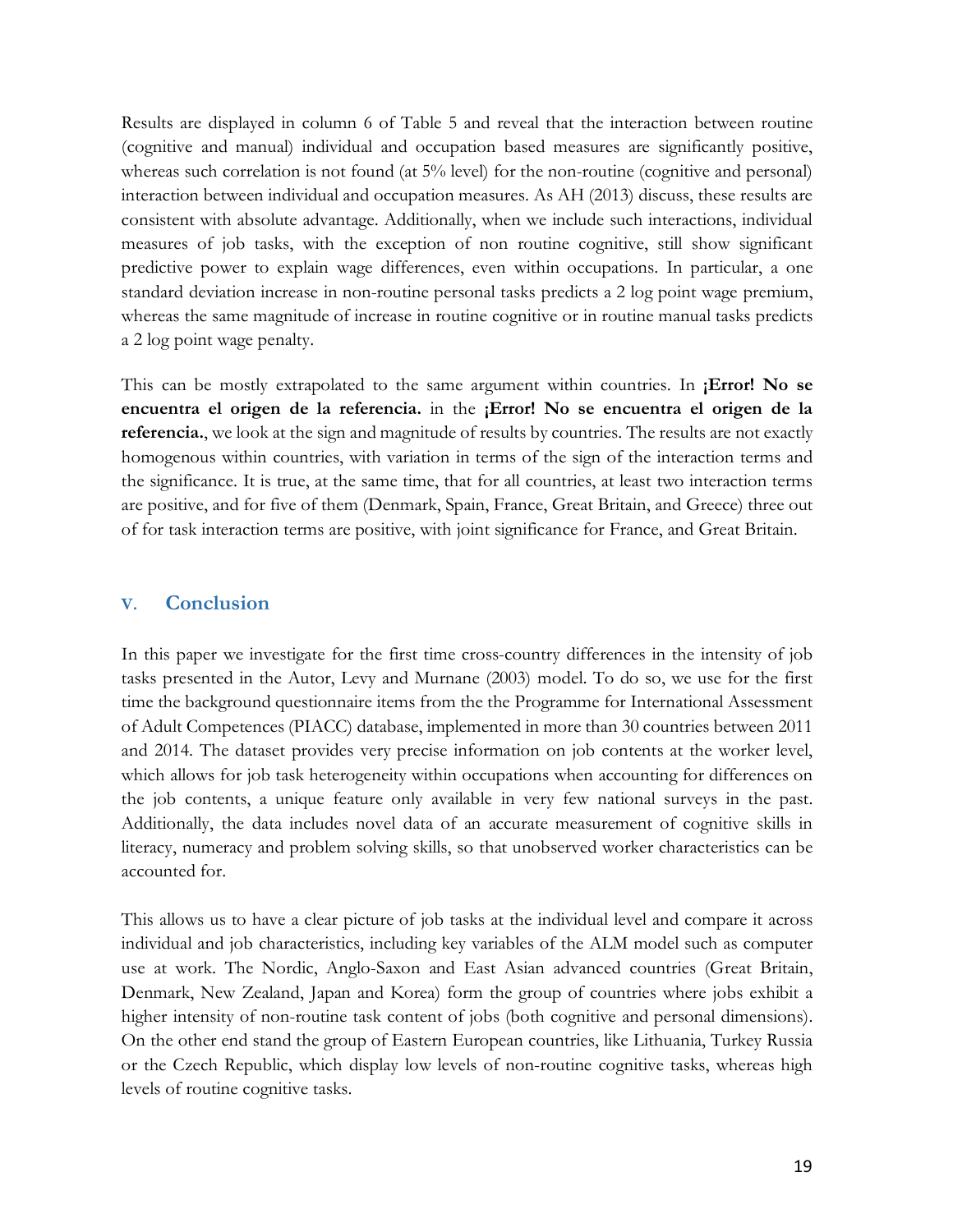Results are displayed in column 6 of Table 5 and reveal that the interaction between routine (cognitive and manual) individual and occupation based measures are significantly positive, whereas such correlation is not found (at 5% level) for the non-routine (cognitive and personal) interaction between individual and occupation measures. As AH (2013) discuss, these results are consistent with absolute advantage. Additionally, when we include such interactions, individual measures of job tasks, with the exception of non routine cognitive, still show significant predictive power to explain wage differences, even within occupations. In particular, a one standard deviation increase in non-routine personal tasks predicts a 2 log point wage premium, whereas the same magnitude of increase in routine cognitive or in routine manual tasks predicts a 2 log point wage penalty.

This can be mostly extrapolated to the same argument within countries. In **¡Error! No se encuentra el origen de la referencia.** in the **¡Error! No se encuentra el origen de la referencia.**, we look at the sign and magnitude of results by countries. The results are not exactly homogenous within countries, with variation in terms of the sign of the interaction terms and the significance. It is true, at the same time, that for all countries, at least two interaction terms are positive, and for five of them (Denmark, Spain, France, Great Britain, and Greece) three out of for task interaction terms are positive, with joint significance for France, and Great Britain.

## V. Conclusion

In this paper we investigate for the first time cross-country differences in the intensity of job tasks presented in the Autor, Levy and Murnane (2003) model. To do so, we use for the first time the background questionnaire items from the the Programme for International Assessment of Adult Competences (PIACC) database, implemented in more than 30 countries between 2011 and 2014. The dataset provides very precise information on job contents at the worker level, which allows for job task heterogeneity within occupations when accounting for differences on the job contents, a unique feature only available in very few national surveys in the past. Additionally, the data includes novel data of an accurate measurement of cognitive skills in literacy, numeracy and problem solving skills, so that unobserved worker characteristics can be accounted for.

This allows us to have a clear picture of job tasks at the individual level and compare it across individual and job characteristics, including key variables of the ALM model such as computer use at work. The Nordic, Anglo-Saxon and East Asian advanced countries (Great Britain, Denmark, New Zealand, Japan and Korea) form the group of countries where jobs exhibit a higher intensity of non-routine task content of jobs (both cognitive and personal dimensions). On the other end stand the group of Eastern European countries, like Lithuania, Turkey Russia or the Czech Republic, which display low levels of non-routine cognitive tasks, whereas high levels of routine cognitive tasks.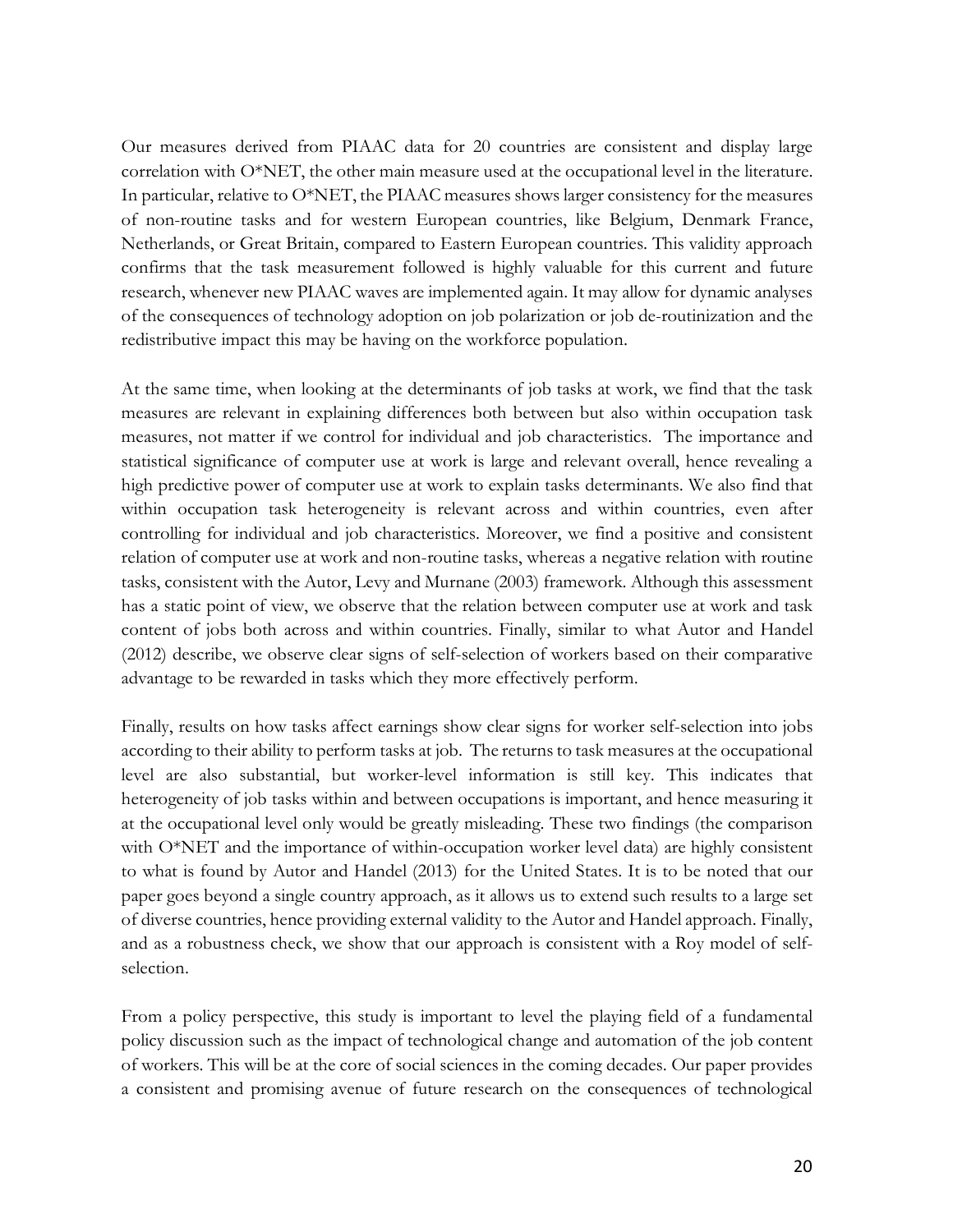Our measures derived from PIAAC data for 20 countries are consistent and display large correlation with O*NET, the other main measure used at the occupational level in the literature. In particular, relative to O*NET, the PIAAC measures shows larger consistency for the measures of non-routine tasks and for western European countries, like Belgium, Denmark France, Netherlands, or Great Britain, compared to Eastern European countries. This validity approach confirms that the task measurement followed is highly valuable for this current and future research, whenever new PIAAC waves are implemented again. It may allow for dynamic analyses of the consequences of technology adoption on job polarization or job de-routinization and the redistributive impact this may be having on the workforce population.

At the same time, when looking at the determinants of job tasks at work, we find that the task measures are relevant in explaining differences both between but also within occupation task measures, not matter if we control for individual and job characteristics. The importance and statistical significance of computer use at work is large and relevant overall, hence revealing a high predictive power of computer use at work to explain tasks determinants. We also find that within occupation task heterogeneity is relevant across and within countries, even after controlling for individual and job characteristics. Moreover, we find a positive and consistent relation of computer use at work and non-routine tasks, whereas a negative relation with routine tasks, consistent with the Autor, Levy and Murnane (2003) framework. Although this assessment has a static point of view, we observe that the relation between computer use at work and task content of jobs both across and within countries. Finally, similar to what Autor and Handel (2012) describe, we observe clear signs of self-selection of workers based on their comparative advantage to be rewarded in tasks which they more effectively perform.

Finally, results on how tasks affect earnings show clear signs for worker self-selection into jobs according to their ability to perform tasks at job. The returns to task measures at the occupational level are also substantial, but worker-level information is still key. This indicates that heterogeneity of job tasks within and between occupations is important, and hence measuring it at the occupational level only would be greatly misleading. These two findings (the comparison with O*NET and the importance of within-occupation worker level data) are highly consistent to what is found by Autor and Handel (2013) for the United States. It is to be noted that our paper goes beyond a single country approach, as it allows us to extend such results to a large set of diverse countries, hence providing external validity to the Autor and Handel approach. Finally, and as a robustness check, we show that our approach is consistent with a Roy model of self-selection.

From a policy perspective, this study is important to level the playing field of a fundamental policy discussion such as the impact of technological change and automation of the job content of workers. This will be at the core of social sciences in the coming decades. Our paper provides a consistent and promising avenue of future research on the consequences of technological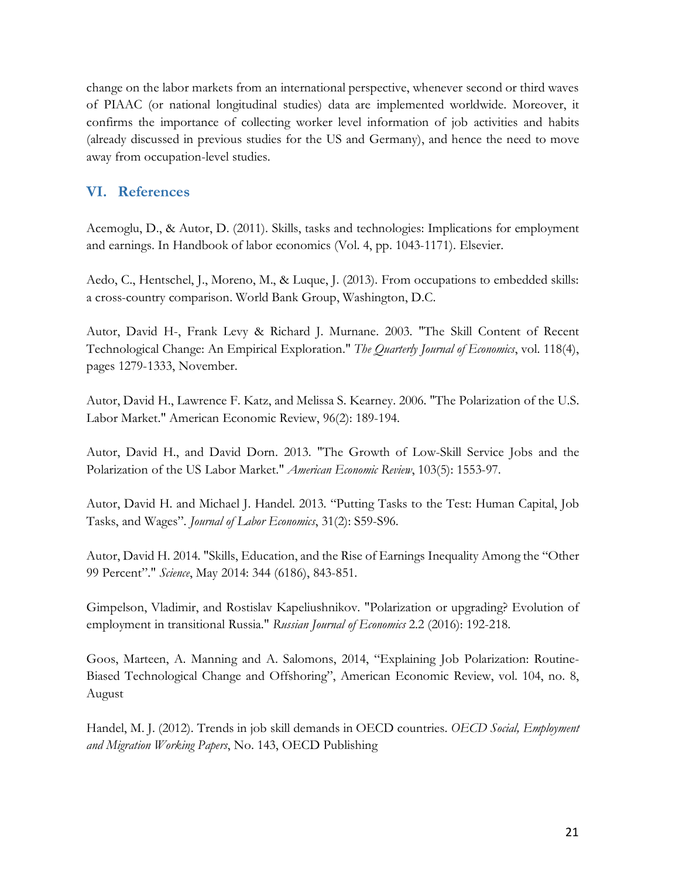change on the labor markets from an international perspective, whenever second or third waves of PIAAC (or national longitudinal studies) data are implemented worldwide. Moreover, it confirms the importance of collecting worker level information of job activities and habits (already discussed in previous studies for the US and Germany), and hence the need to move away from occupation-level studies.

## VI. References

Acemoglu, D., & Autor, D. (2011). Skills, tasks and technologies: Implications for employment and earnings. In Handbook of labor economics (Vol. 4, pp. 1043-1171). Elsevier.

Aedo, C., Hentschel, J., Moreno, M., & Luque, J. (2013). From occupations to embedded skills: a cross-country comparison. World Bank Group, Washington, D.C.

Autor, David H-, Frank Levy & Richard J. Murnane. 2003. "The Skill Content of Recent Technological Change: An Empirical Exploration." *The Quarterly Journal of Economics*, vol. 118(4), pages 1279-1333, November.

Autor, David H., Lawrence F. Katz, and Melissa S. Kearney. 2006. "The Polarization of the U.S. Labor Market." American Economic Review, 96(2): 189-194.

Autor, David H., and David Dorn. 2013. "The Growth of Low-Skill Service Jobs and the Polarization of the US Labor Market." *American Economic Review*, 103(5): 1553-97.

Autor, David H. and Michael J. Handel. 2013. "Putting Tasks to the Test: Human Capital, Job Tasks, and Wages". *Journal of Labor Economics*, 31(2): S59-S96.

Autor, David H. 2014. "Skills, Education, and the Rise of Earnings Inequality Among the "Other 99 Percent"." *Science*, May 2014: 344 (6186), 843-851.

Gimpelson, Vladimir, and Rostislav Kapeliushnikov. "Polarization or upgrading? Evolution of employment in transitional Russia." *Russian Journal of Economics* 2.2 (2016): 192-218.

Goos, Marteen, A. Manning and A. Salomons, 2014, "Explaining Job Polarization: Routine-Biased Technological Change and Offshoring", American Economic Review, vol. 104, no. 8, August

Handel, M. J. (2012). Trends in job skill demands in OECD countries. *OECD Social, Employment and Migration Working Papers*, No. 143, OECD Publishing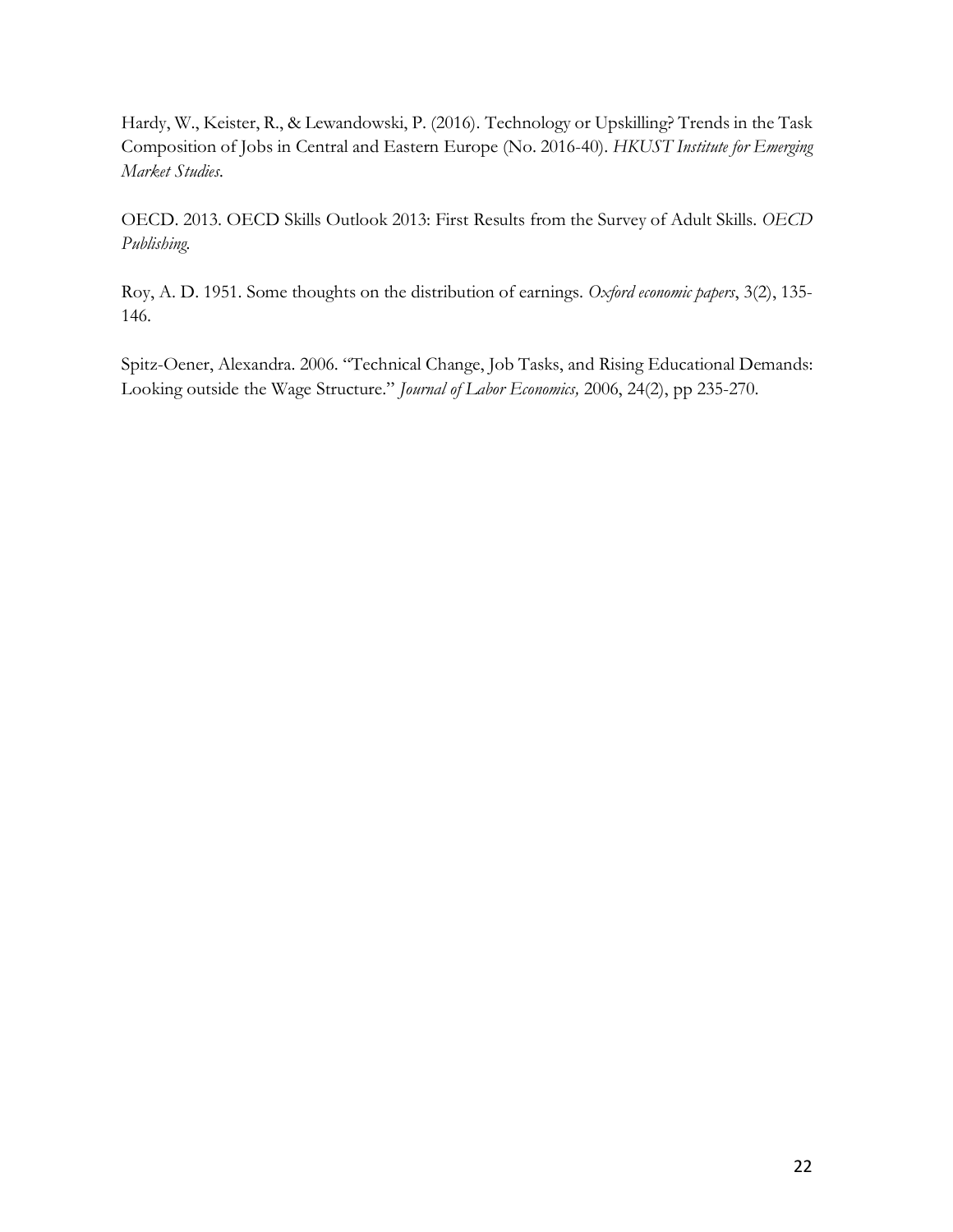Hardy, W., Keister, R., & Lewandowski, P. (2016). Technology or Upskilling? Trends in the Task Composition of Jobs in Central and Eastern Europe (No. 2016-40). *HKUST Institute for Emerging Market Studies*.

OECD. 2013. OECD Skills Outlook 2013: First Results from the Survey of Adult Skills. *OECD Publishing.*

Roy, A. D. 1951. Some thoughts on the distribution of earnings. *Oxford economic papers*, 3(2), 135-146.

Spitz-Oener, Alexandra. 2006. "Technical Change, Job Tasks, and Rising Educational Demands: Looking outside the Wage Structure." *Journal of Labor Economics,* 2006, 24(2), pp 235-270.